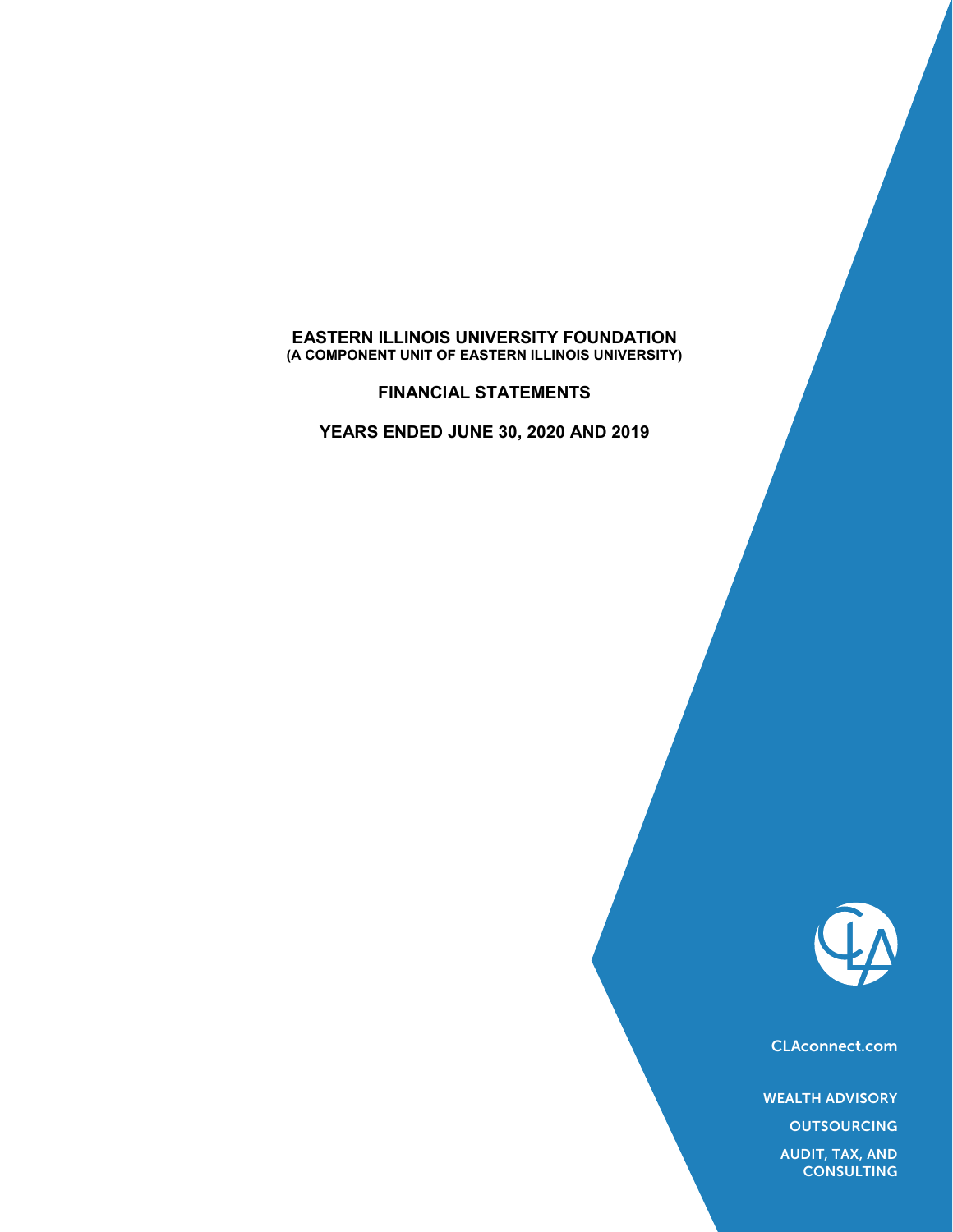# EASTERN ILLINOIS UNIVERSITY FOUNDATION
**(A COMPONENT UNIT OF EASTERN ILLINOIS UNIVERSITY)**

## FINANCIAL STATEMENTS

## YEARS ENDED JUNE 30, 2020 AND 2019

CLAconnect.com

WEALTH ADVISORY

OUTSOURCING

AUDIT, TAX, AND CONSULTING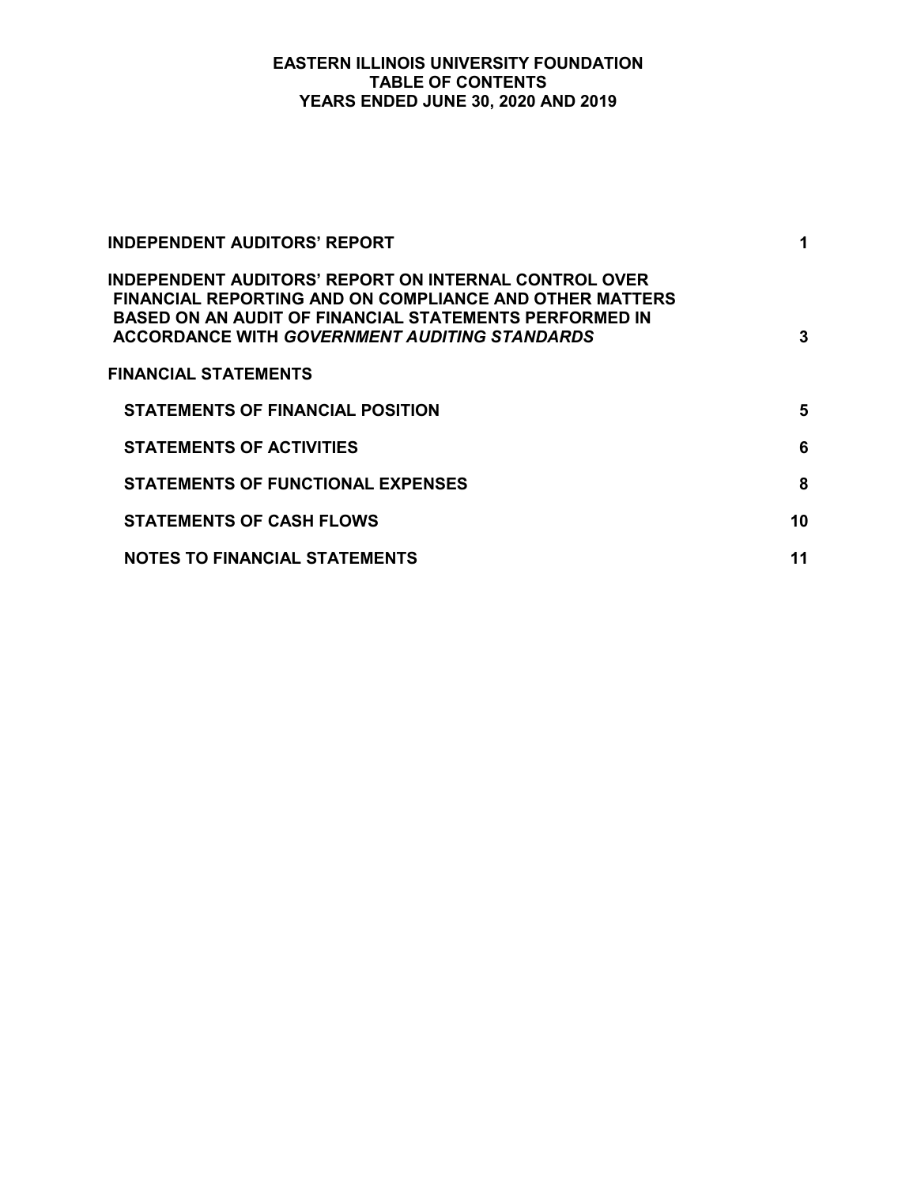# EASTERN ILLINOIS UNIVERSITY FOUNDATION
## TABLE OF CONTENTS
## YEARS ENDED JUNE 30, 2020 AND 2019

| | |
|---|---|
| **INDEPENDENT AUDITORS' REPORT** | **1** |
| **INDEPENDENT AUDITORS' REPORT ON INTERNAL CONTROL OVER FINANCIAL REPORTING AND ON COMPLIANCE AND OTHER MATTERS BASED ON AN AUDIT OF FINANCIAL STATEMENTS PERFORMED IN ACCORDANCE WITH *GOVERNMENT AUDITING STANDARDS*** | **3** |
| **FINANCIAL STATEMENTS** | |
| **STATEMENTS OF FINANCIAL POSITION** | **5** |
| **STATEMENTS OF ACTIVITIES** | **6** |
| **STATEMENTS OF FUNCTIONAL EXPENSES** | **8** |
| **STATEMENTS OF CASH FLOWS** | **10** |
| **NOTES TO FINANCIAL STATEMENTS** | **11** |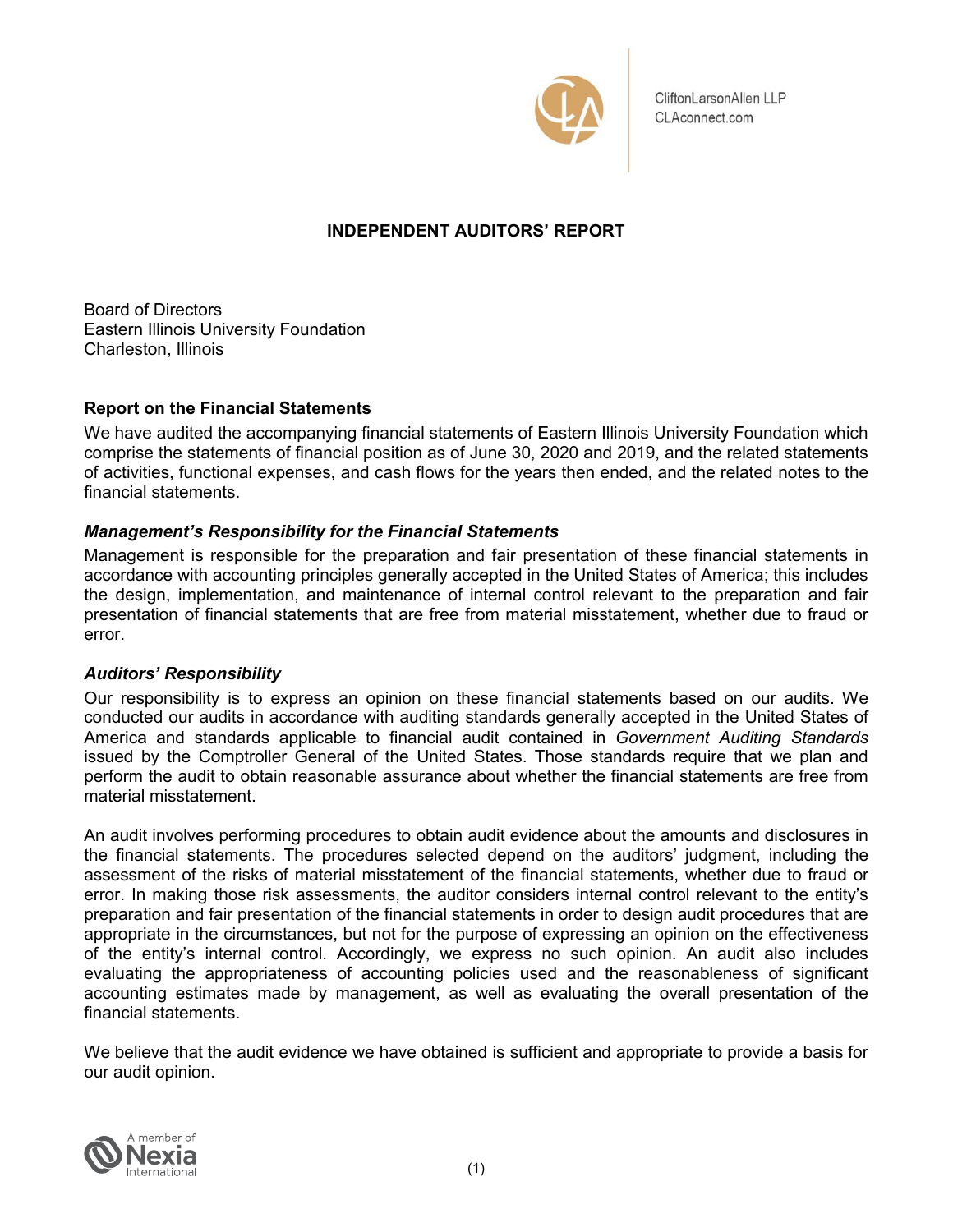CliftonLarsonAllen LLP
CLAconnect.com

# INDEPENDENT AUDITORS' REPORT

Board of Directors
Eastern Illinois University Foundation
Charleston, Illinois

## Report on the Financial Statements

We have audited the accompanying financial statements of Eastern Illinois University Foundation which comprise the statements of financial position as of June 30, 2020 and 2019, and the related statements of activities, functional expenses, and cash flows for the years then ended, and the related notes to the financial statements.

### *Management's Responsibility for the Financial Statements*

Management is responsible for the preparation and fair presentation of these financial statements in accordance with accounting principles generally accepted in the United States of America; this includes the design, implementation, and maintenance of internal control relevant to the preparation and fair presentation of financial statements that are free from material misstatement, whether due to fraud or error.

### *Auditors' Responsibility*

Our responsibility is to express an opinion on these financial statements based on our audits. We conducted our audits in accordance with auditing standards generally accepted in the United States of America and standards applicable to financial audit contained in *Government Auditing Standards* issued by the Comptroller General of the United States. Those standards require that we plan and perform the audit to obtain reasonable assurance about whether the financial statements are free from material misstatement.

An audit involves performing procedures to obtain audit evidence about the amounts and disclosures in the financial statements. The procedures selected depend on the auditors' judgment, including the assessment of the risks of material misstatement of the financial statements, whether due to fraud or error. In making those risk assessments, the auditor considers internal control relevant to the entity's preparation and fair presentation of the financial statements in order to design audit procedures that are appropriate in the circumstances, but not for the purpose of expressing an opinion on the effectiveness of the entity's internal control. Accordingly, we express no such opinion. An audit also includes evaluating the appropriateness of accounting policies used and the reasonableness of significant accounting estimates made by management, as well as evaluating the overall presentation of the financial statements.

We believe that the audit evidence we have obtained is sufficient and appropriate to provide a basis for our audit opinion.

A member of Nexia International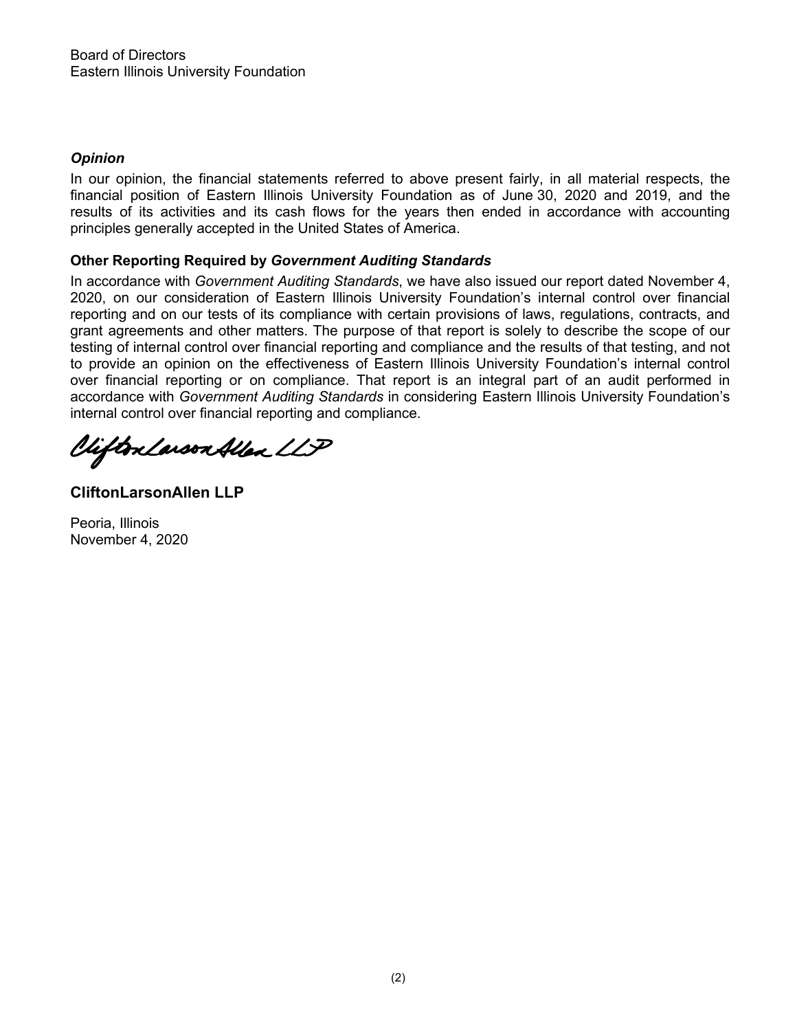Board of Directors
Eastern Illinois University Foundation

### *Opinion*

In our opinion, the financial statements referred to above present fairly, in all material respects, the financial position of Eastern Illinois University Foundation as of June 30, 2020 and 2019, and the results of its activities and its cash flows for the years then ended in accordance with accounting principles generally accepted in the United States of America.

### Other Reporting Required by *Government Auditing Standards*

In accordance with *Government Auditing Standards*, we have also issued our report dated November 4, 2020, on our consideration of Eastern Illinois University Foundation's internal control over financial reporting and on our tests of its compliance with certain provisions of laws, regulations, contracts, and grant agreements and other matters. The purpose of that report is solely to describe the scope of our testing of internal control over financial reporting and compliance and the results of that testing, and not to provide an opinion on the effectiveness of Eastern Illinois University Foundation's internal control over financial reporting or on compliance. That report is an integral part of an audit performed in accordance with *Government Auditing Standards* in considering Eastern Illinois University Foundation's internal control over financial reporting and compliance.

**CliftonLarsonAllen LLP**

Peoria, Illinois
November 4, 2020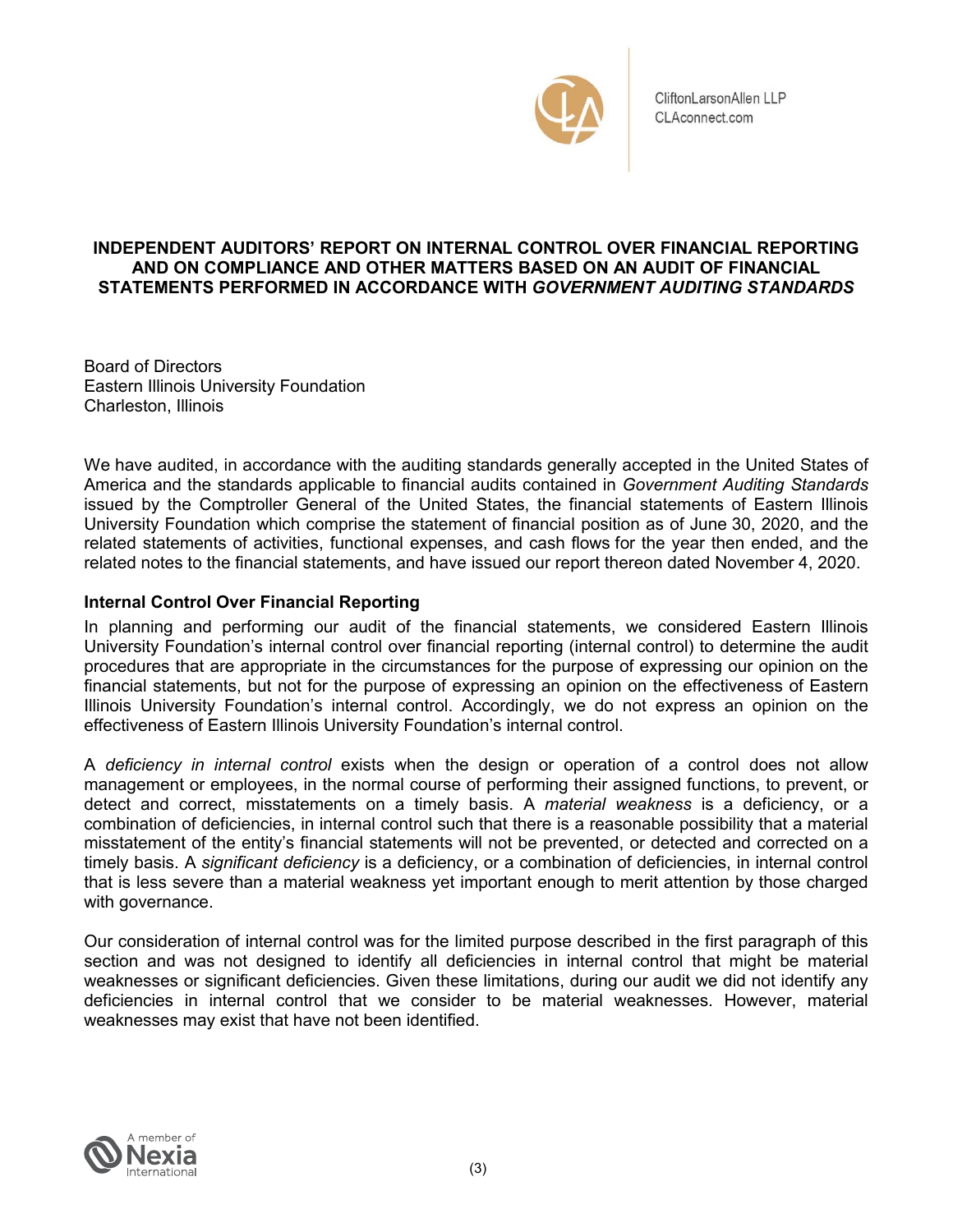CliftonLarsonAllen LLP
CLAconnect.com

## INDEPENDENT AUDITORS' REPORT ON INTERNAL CONTROL OVER FINANCIAL REPORTING AND ON COMPLIANCE AND OTHER MATTERS BASED ON AN AUDIT OF FINANCIAL STATEMENTS PERFORMED IN ACCORDANCE WITH *GOVERNMENT AUDITING STANDARDS*

Board of Directors
Eastern Illinois University Foundation
Charleston, Illinois

We have audited, in accordance with the auditing standards generally accepted in the United States of America and the standards applicable to financial audits contained in *Government Auditing Standards* issued by the Comptroller General of the United States, the financial statements of Eastern Illinois University Foundation which comprise the statement of financial position as of June 30, 2020, and the related statements of activities, functional expenses, and cash flows for the year then ended, and the related notes to the financial statements, and have issued our report thereon dated November 4, 2020.

### Internal Control Over Financial Reporting

In planning and performing our audit of the financial statements, we considered Eastern Illinois University Foundation's internal control over financial reporting (internal control) to determine the audit procedures that are appropriate in the circumstances for the purpose of expressing our opinion on the financial statements, but not for the purpose of expressing an opinion on the effectiveness of Eastern Illinois University Foundation's internal control. Accordingly, we do not express an opinion on the effectiveness of Eastern Illinois University Foundation's internal control.

A *deficiency in internal control* exists when the design or operation of a control does not allow management or employees, in the normal course of performing their assigned functions, to prevent, or detect and correct, misstatements on a timely basis. A *material weakness* is a deficiency, or a combination of deficiencies, in internal control such that there is a reasonable possibility that a material misstatement of the entity's financial statements will not be prevented, or detected and corrected on a timely basis. A *significant deficiency* is a deficiency, or a combination of deficiencies, in internal control that is less severe than a material weakness yet important enough to merit attention by those charged with governance.

Our consideration of internal control was for the limited purpose described in the first paragraph of this section and was not designed to identify all deficiencies in internal control that might be material weaknesses or significant deficiencies. Given these limitations, during our audit we did not identify any deficiencies in internal control that we consider to be material weaknesses. However, material weaknesses may exist that have not been identified.

A member of Nexia International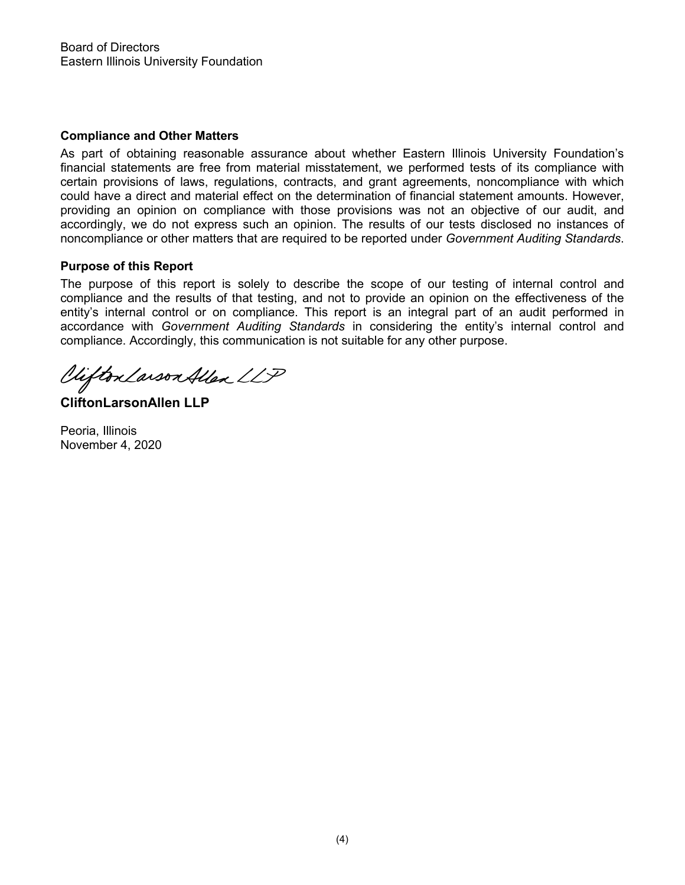Board of Directors
Eastern Illinois University Foundation

**Compliance and Other Matters**

As part of obtaining reasonable assurance about whether Eastern Illinois University Foundation's financial statements are free from material misstatement, we performed tests of its compliance with certain provisions of laws, regulations, contracts, and grant agreements, noncompliance with which could have a direct and material effect on the determination of financial statement amounts. However, providing an opinion on compliance with those provisions was not an objective of our audit, and accordingly, we do not express such an opinion. The results of our tests disclosed no instances of noncompliance or other matters that are required to be reported under *Government Auditing Standards*.

**Purpose of this Report**

The purpose of this report is solely to describe the scope of our testing of internal control and compliance and the results of that testing, and not to provide an opinion on the effectiveness of the entity's internal control or on compliance. This report is an integral part of an audit performed in accordance with *Government Auditing Standards* in considering the entity's internal control and compliance. Accordingly, this communication is not suitable for any other purpose.

CliftonLarsonAllen LLP

**CliftonLarsonAllen LLP**

Peoria, Illinois
November 4, 2020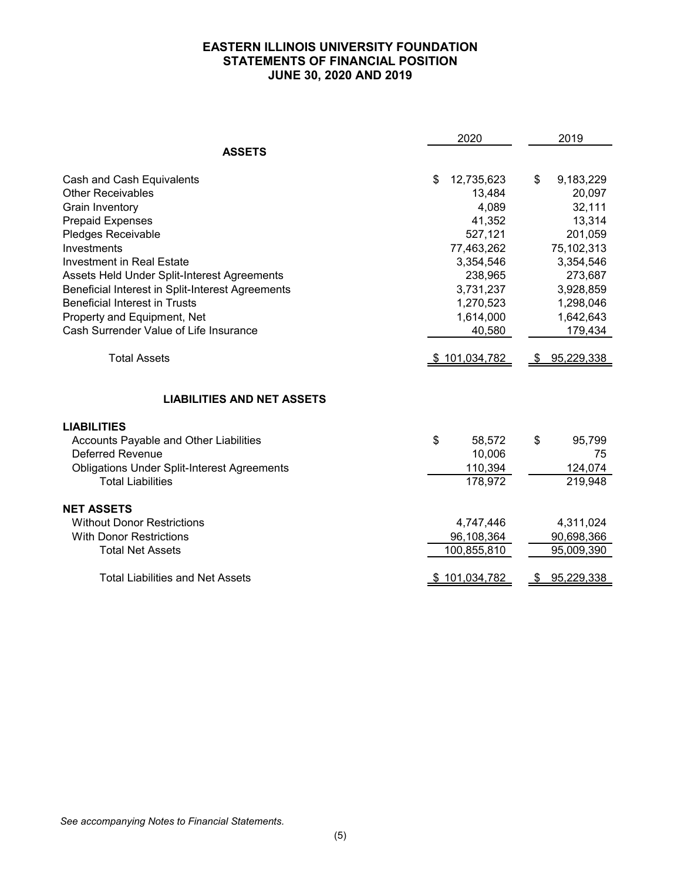# EASTERN ILLINOIS UNIVERSITY FOUNDATION
## STATEMENTS OF FINANCIAL POSITION
## JUNE 30, 2020 AND 2019

| | 2020 | 2019 |
|---|---|---|
| **ASSETS** | | |
| Cash and Cash Equivalents | $ 12,735,623 | $ 9,183,229 |
| Other Receivables | 13,484 | 20,097 |
| Grain Inventory | 4,089 | 32,111 |
| Prepaid Expenses | 41,352 | 13,314 |
| Pledges Receivable | 527,121 | 201,059 |
| Investments | 77,463,262 | 75,102,313 |
| Investment in Real Estate | 3,354,546 | 3,354,546 |
| Assets Held Under Split-Interest Agreements | 238,965 | 273,687 |
| Beneficial Interest in Split-Interest Agreements | 3,731,237 | 3,928,859 |
| Beneficial Interest in Trusts | 1,270,523 | 1,298,046 |
| Property and Equipment, Net | 1,614,000 | 1,642,643 |
| Cash Surrender Value of Life Insurance | 40,580 | 179,434 |
| Total Assets | $ 101,034,782 | $ 95,229,338 |
| **LIABILITIES AND NET ASSETS** | | |
| **LIABILITIES** | | |
| Accounts Payable and Other Liabilities | $ 58,572 | $ 95,799 |
| Deferred Revenue | 10,006 | 75 |
| Obligations Under Split-Interest Agreements | 110,394 | 124,074 |
| Total Liabilities | 178,972 | 219,948 |
| **NET ASSETS** | | |
| Without Donor Restrictions | 4,747,446 | 4,311,024 |
| With Donor Restrictions | 96,108,364 | 90,698,366 |
| Total Net Assets | 100,855,810 | 95,009,390 |
| Total Liabilities and Net Assets | $ 101,034,782 | $ 95,229,338 |

*See accompanying Notes to Financial Statements.*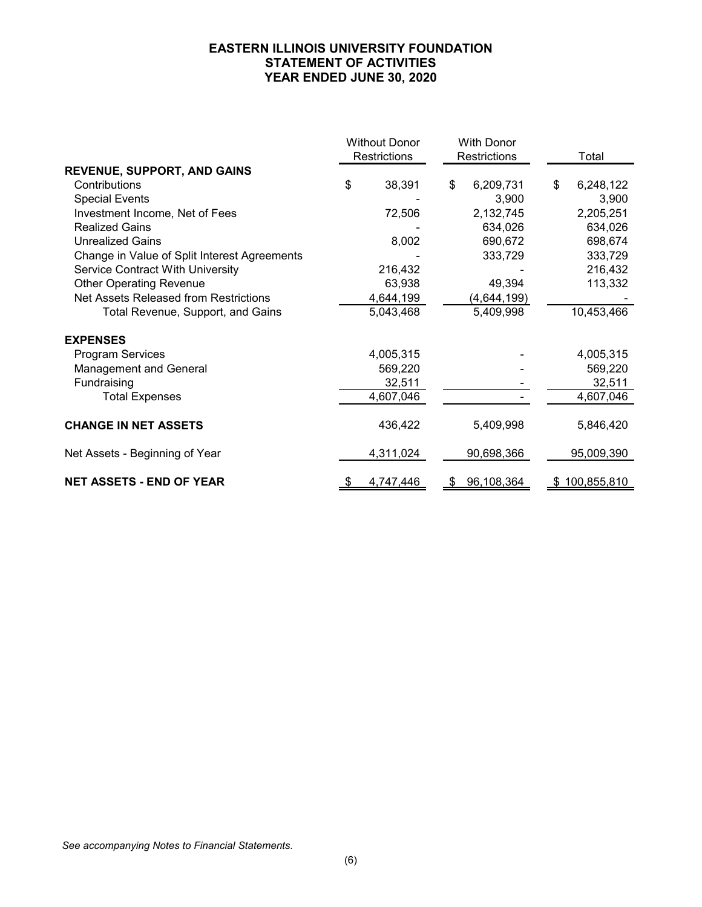# EASTERN ILLINOIS UNIVERSITY FOUNDATION
## STATEMENT OF ACTIVITIES
## YEAR ENDED JUNE 30, 2020

| | Without Donor Restrictions | With Donor Restrictions | Total |
|---|---|---|---|
| **REVENUE, SUPPORT, AND GAINS** | | | |
| Contributions | $ 38,391 | $ 6,209,731 | $ 6,248,122 |
| Special Events | - | 3,900 | 3,900 |
| Investment Income, Net of Fees | 72,506 | 2,132,745 | 2,205,251 |
| Realized Gains | - | 634,026 | 634,026 |
| Unrealized Gains | 8,002 | 690,672 | 698,674 |
| Change in Value of Split Interest Agreements | - | 333,729 | 333,729 |
| Service Contract With University | 216,432 | - | 216,432 |
| Other Operating Revenue | 63,938 | 49,394 | 113,332 |
| Net Assets Released from Restrictions | 4,644,199 | (4,644,199) | - |
| Total Revenue, Support, and Gains | 5,043,468 | 5,409,998 | 10,453,466 |
| **EXPENSES** | | | |
| Program Services | 4,005,315 | - | 4,005,315 |
| Management and General | 569,220 | - | 569,220 |
| Fundraising | 32,511 | - | 32,511 |
| Total Expenses | 4,607,046 | - | 4,607,046 |
| **CHANGE IN NET ASSETS** | 436,422 | 5,409,998 | 5,846,420 |
| Net Assets - Beginning of Year | 4,311,024 | 90,698,366 | 95,009,390 |
| **NET ASSETS - END OF YEAR** | $ 4,747,446 | $ 96,108,364 | $ 100,855,810 |

*See accompanying Notes to Financial Statements.*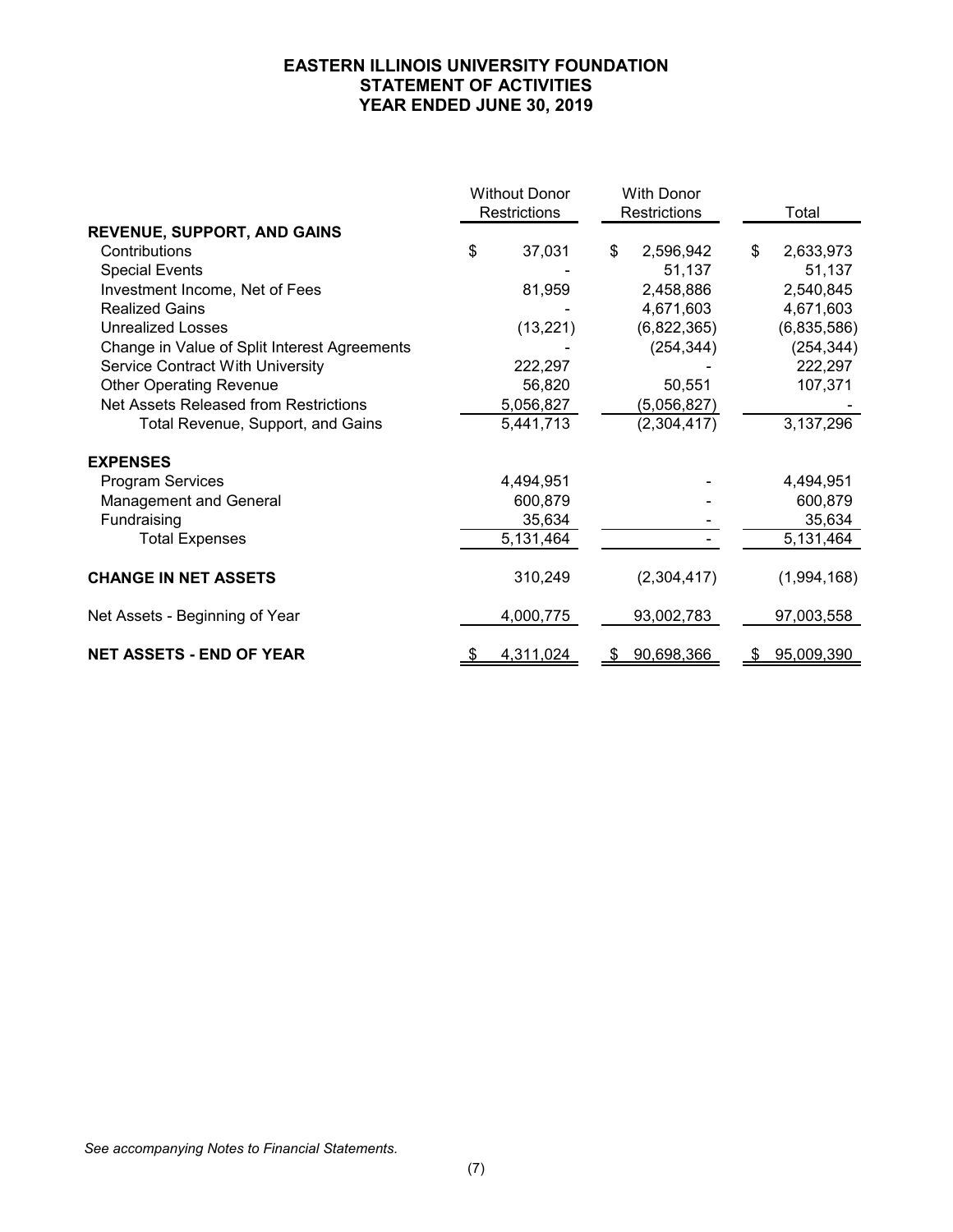# EASTERN ILLINOIS UNIVERSITY FOUNDATION
## STATEMENT OF ACTIVITIES
## YEAR ENDED JUNE 30, 2019

| | Without Donor Restrictions | With Donor Restrictions | Total |
|---|---|---|---|
| **REVENUE, SUPPORT, AND GAINS** | | | |
| Contributions | $ 37,031 | $ 2,596,942 | $ 2,633,973 |
| Special Events | - | 51,137 | 51,137 |
| Investment Income, Net of Fees | 81,959 | 2,458,886 | 2,540,845 |
| Realized Gains | - | 4,671,603 | 4,671,603 |
| Unrealized Losses | (13,221) | (6,822,365) | (6,835,586) |
| Change in Value of Split Interest Agreements | - | (254,344) | (254,344) |
| Service Contract With University | 222,297 | - | 222,297 |
| Other Operating Revenue | 56,820 | 50,551 | 107,371 |
| Net Assets Released from Restrictions | 5,056,827 | (5,056,827) | - |
| Total Revenue, Support, and Gains | 5,441,713 | (2,304,417) | 3,137,296 |
| **EXPENSES** | | | |
| Program Services | 4,494,951 | - | 4,494,951 |
| Management and General | 600,879 | - | 600,879 |
| Fundraising | 35,634 | - | 35,634 |
| Total Expenses | 5,131,464 | - | 5,131,464 |
| **CHANGE IN NET ASSETS** | 310,249 | (2,304,417) | (1,994,168) |
| Net Assets - Beginning of Year | 4,000,775 | 93,002,783 | 97,003,558 |
| **NET ASSETS - END OF YEAR** | $ 4,311,024 | $ 90,698,366 | $ 95,009,390 |

*See accompanying Notes to Financial Statements.*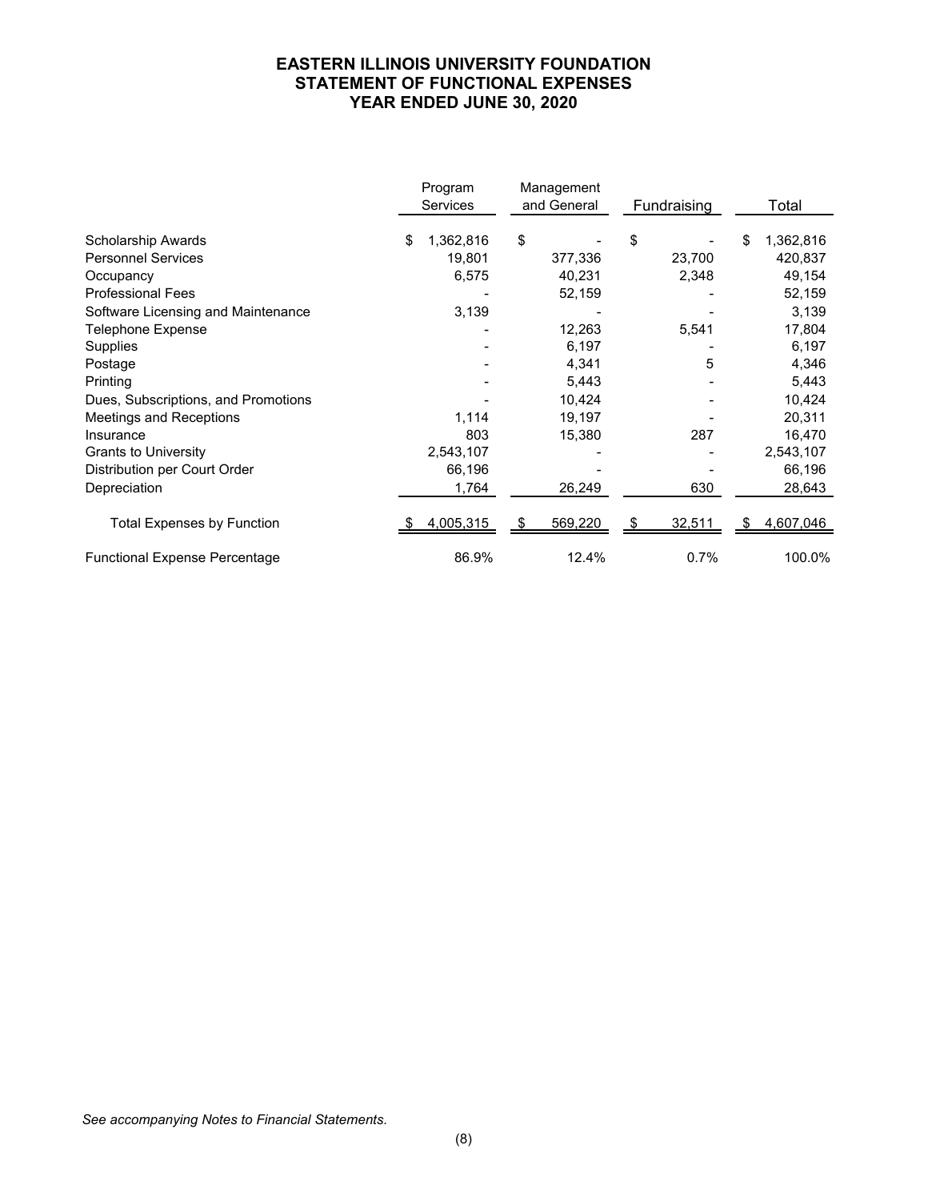# EASTERN ILLINOIS UNIVERSITY FOUNDATION
## STATEMENT OF FUNCTIONAL EXPENSES
## YEAR ENDED JUNE 30, 2020

| | Program Services | Management and General | Fundraising | Total |
|---|---|---|---|---|
| Scholarship Awards | $ 1,362,816 | $ - | $ - | $ 1,362,816 |
| Personnel Services | 19,801 | 377,336 | 23,700 | 420,837 |
| Occupancy | 6,575 | 40,231 | 2,348 | 49,154 |
| Professional Fees | - | 52,159 | - | 52,159 |
| Software Licensing and Maintenance | 3,139 | - | - | 3,139 |
| Telephone Expense | - | 12,263 | 5,541 | 17,804 |
| Supplies | - | 6,197 | - | 6,197 |
| Postage | - | 4,341 | 5 | 4,346 |
| Printing | - | 5,443 | - | 5,443 |
| Dues, Subscriptions, and Promotions | - | 10,424 | - | 10,424 |
| Meetings and Receptions | 1,114 | 19,197 | - | 20,311 |
| Insurance | 803 | 15,380 | 287 | 16,470 |
| Grants to University | 2,543,107 | - | - | 2,543,107 |
| Distribution per Court Order | 66,196 | - | - | 66,196 |
| Depreciation | 1,764 | 26,249 | 630 | 28,643 |
| Total Expenses by Function | $ 4,005,315 | $ 569,220 | $ 32,511 | $ 4,607,046 |
| Functional Expense Percentage | 86.9% | 12.4% | 0.7% | 100.0% |

*See accompanying Notes to Financial Statements.*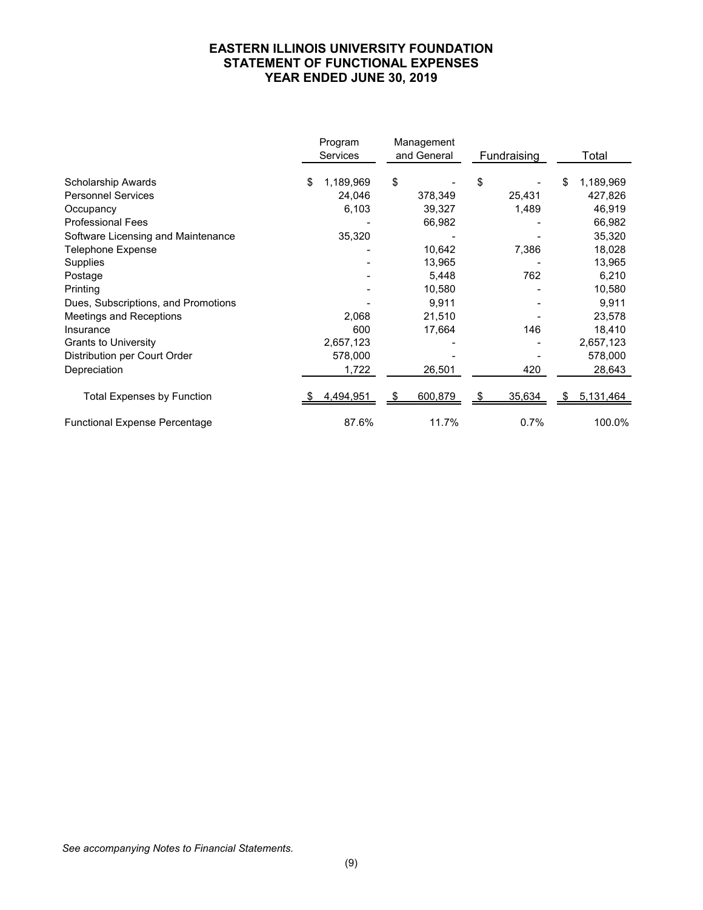# EASTERN ILLINOIS UNIVERSITY FOUNDATION
## STATEMENT OF FUNCTIONAL EXPENSES
## YEAR ENDED JUNE 30, 2019

| | Program Services | Management and General | Fundraising | Total |
|---|---|---|---|---|
| Scholarship Awards | $ 1,189,969 | $ - | $ - | $ 1,189,969 |
| Personnel Services | 24,046 | 378,349 | 25,431 | 427,826 |
| Occupancy | 6,103 | 39,327 | 1,489 | 46,919 |
| Professional Fees | - | 66,982 | - | 66,982 |
| Software Licensing and Maintenance | 35,320 | - | - | 35,320 |
| Telephone Expense | - | 10,642 | 7,386 | 18,028 |
| Supplies | - | 13,965 | - | 13,965 |
| Postage | - | 5,448 | 762 | 6,210 |
| Printing | - | 10,580 | - | 10,580 |
| Dues, Subscriptions, and Promotions | - | 9,911 | - | 9,911 |
| Meetings and Receptions | 2,068 | 21,510 | - | 23,578 |
| Insurance | 600 | 17,664 | 146 | 18,410 |
| Grants to University | 2,657,123 | - | - | 2,657,123 |
| Distribution per Court Order | 578,000 | - | - | 578,000 |
| Depreciation | 1,722 | 26,501 | 420 | 28,643 |
| Total Expenses by Function | $ 4,494,951 | $ 600,879 | $ 35,634 | $ 5,131,464 |
| Functional Expense Percentage | 87.6% | 11.7% | 0.7% | 100.0% |

*See accompanying Notes to Financial Statements.*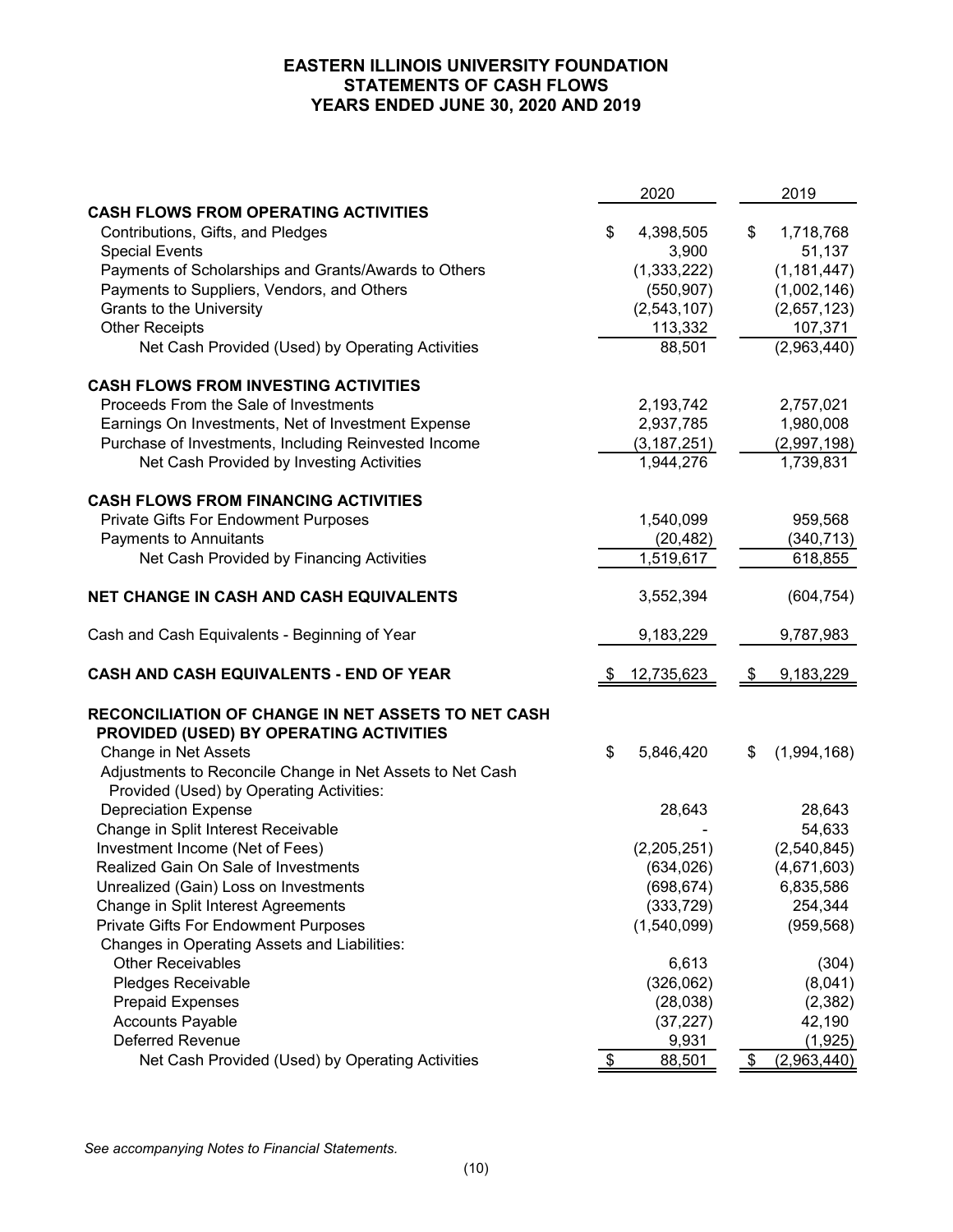# EASTERN ILLINOIS UNIVERSITY FOUNDATION
# STATEMENTS OF CASH FLOWS
# YEARS ENDED JUNE 30, 2020 AND 2019

| | 2020 | 2019 |
|---|---|---|
| **CASH FLOWS FROM OPERATING ACTIVITIES** | | |
| Contributions, Gifts, and Pledges | $ 4,398,505 | $ 1,718,768 |
| Special Events | 3,900 | 51,137 |
| Payments of Scholarships and Grants/Awards to Others | (1,333,222) | (1,181,447) |
| Payments to Suppliers, Vendors, and Others | (550,907) | (1,002,146) |
| Grants to the University | (2,543,107) | (2,657,123) |
| Other Receipts | 113,332 | 107,371 |
| Net Cash Provided (Used) by Operating Activities | 88,501 | (2,963,440) |
| **CASH FLOWS FROM INVESTING ACTIVITIES** | | |
| Proceeds From the Sale of Investments | 2,193,742 | 2,757,021 |
| Earnings On Investments, Net of Investment Expense | 2,937,785 | 1,980,008 |
| Purchase of Investments, Including Reinvested Income | (3,187,251) | (2,997,198) |
| Net Cash Provided by Investing Activities | 1,944,276 | 1,739,831 |
| **CASH FLOWS FROM FINANCING ACTIVITIES** | | |
| Private Gifts For Endowment Purposes | 1,540,099 | 959,568 |
| Payments to Annuitants | (20,482) | (340,713) |
| Net Cash Provided by Financing Activities | 1,519,617 | 618,855 |
| **NET CHANGE IN CASH AND CASH EQUIVALENTS** | 3,552,394 | (604,754) |
| Cash and Cash Equivalents - Beginning of Year | 9,183,229 | 9,787,983 |
| **CASH AND CASH EQUIVALENTS - END OF YEAR** | $ 12,735,623 | $ 9,183,229 |
| **RECONCILIATION OF CHANGE IN NET ASSETS TO NET CASH PROVIDED (USED) BY OPERATING ACTIVITIES** | | |
| Change in Net Assets | $ 5,846,420 | $ (1,994,168) |
| Adjustments to Reconcile Change in Net Assets to Net Cash Provided (Used) by Operating Activities: | | |
| Depreciation Expense | 28,643 | 28,643 |
| Change in Split Interest Receivable | - | 54,633 |
| Investment Income (Net of Fees) | (2,205,251) | (2,540,845) |
| Realized Gain On Sale of Investments | (634,026) | (4,671,603) |
| Unrealized (Gain) Loss on Investments | (698,674) | 6,835,586 |
| Change in Split Interest Agreements | (333,729) | 254,344 |
| Private Gifts For Endowment Purposes | (1,540,099) | (959,568) |
| Changes in Operating Assets and Liabilities: | | |
| Other Receivables | 6,613 | (304) |
| Pledges Receivable | (326,062) | (8,041) |
| Prepaid Expenses | (28,038) | (2,382) |
| Accounts Payable | (37,227) | 42,190 |
| Deferred Revenue | 9,931 | (1,925) |
| Net Cash Provided (Used) by Operating Activities | $ 88,501 | $ (2,963,440) |

*See accompanying Notes to Financial Statements.*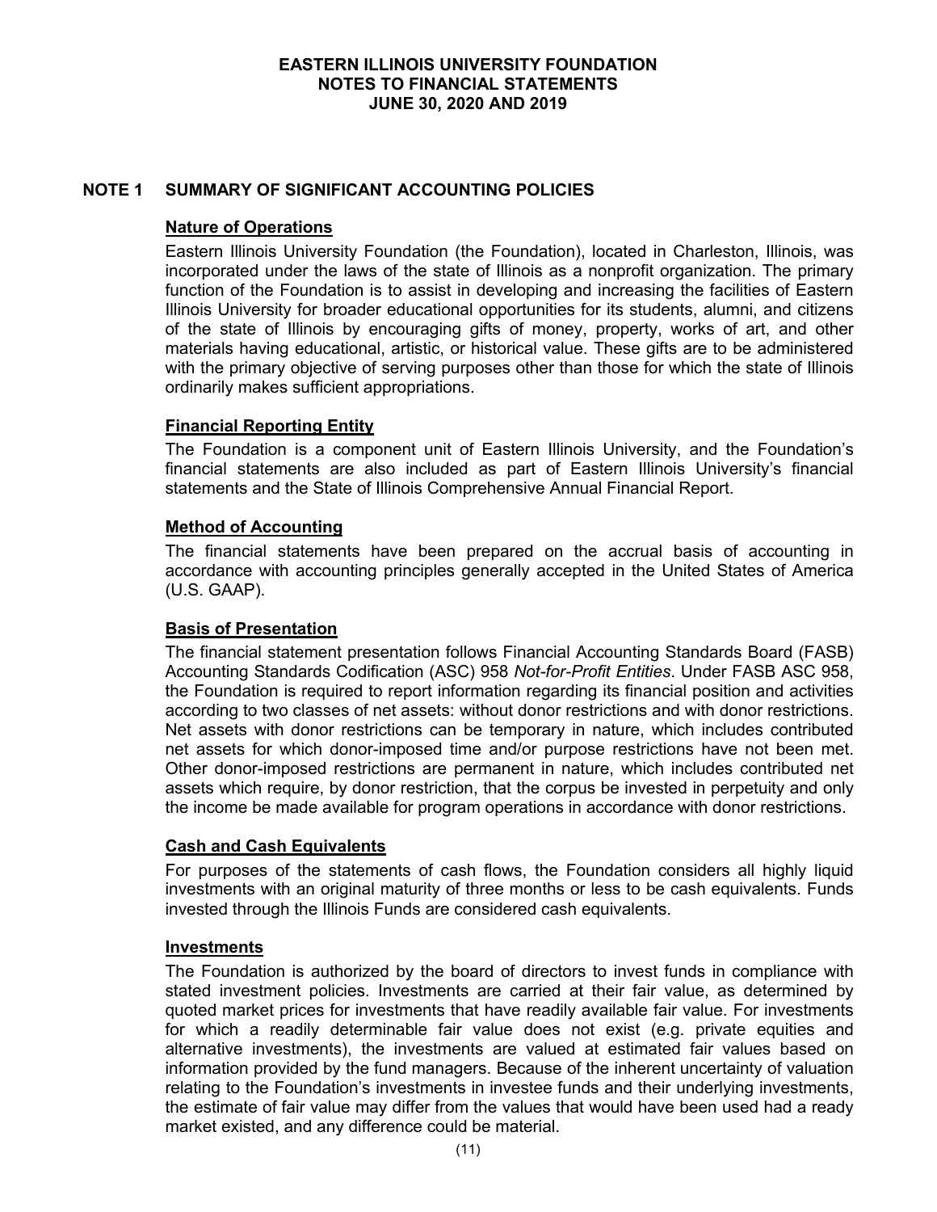# EASTERN ILLINOIS UNIVERSITY FOUNDATION
# NOTES TO FINANCIAL STATEMENTS
# JUNE 30, 2020 AND 2019

## NOTE 1 SUMMARY OF SIGNIFICANT ACCOUNTING POLICIES

### Nature of Operations

Eastern Illinois University Foundation (the Foundation), located in Charleston, Illinois, was incorporated under the laws of the state of Illinois as a nonprofit organization. The primary function of the Foundation is to assist in developing and increasing the facilities of Eastern Illinois University for broader educational opportunities for its students, alumni, and citizens of the state of Illinois by encouraging gifts of money, property, works of art, and other materials having educational, artistic, or historical value. These gifts are to be administered with the primary objective of serving purposes other than those for which the state of Illinois ordinarily makes sufficient appropriations.

### Financial Reporting Entity

The Foundation is a component unit of Eastern Illinois University, and the Foundation's financial statements are also included as part of Eastern Illinois University's financial statements and the State of Illinois Comprehensive Annual Financial Report.

### Method of Accounting

The financial statements have been prepared on the accrual basis of accounting in accordance with accounting principles generally accepted in the United States of America (U.S. GAAP).

### Basis of Presentation

The financial statement presentation follows Financial Accounting Standards Board (FASB) Accounting Standards Codification (ASC) 958 *Not-for-Profit Entities*. Under FASB ASC 958, the Foundation is required to report information regarding its financial position and activities according to two classes of net assets: without donor restrictions and with donor restrictions. Net assets with donor restrictions can be temporary in nature, which includes contributed net assets for which donor-imposed time and/or purpose restrictions have not been met. Other donor-imposed restrictions are permanent in nature, which includes contributed net assets which require, by donor restriction, that the corpus be invested in perpetuity and only the income be made available for program operations in accordance with donor restrictions.

### Cash and Cash Equivalents

For purposes of the statements of cash flows, the Foundation considers all highly liquid investments with an original maturity of three months or less to be cash equivalents. Funds invested through the Illinois Funds are considered cash equivalents.

### Investments

The Foundation is authorized by the board of directors to invest funds in compliance with stated investment policies. Investments are carried at their fair value, as determined by quoted market prices for investments that have readily available fair value. For investments for which a readily determinable fair value does not exist (e.g. private equities and alternative investments), the investments are valued at estimated fair values based on information provided by the fund managers. Because of the inherent uncertainty of valuation relating to the Foundation's investments in investee funds and their underlying investments, the estimate of fair value may differ from the values that would have been used had a ready market existed, and any difference could be material.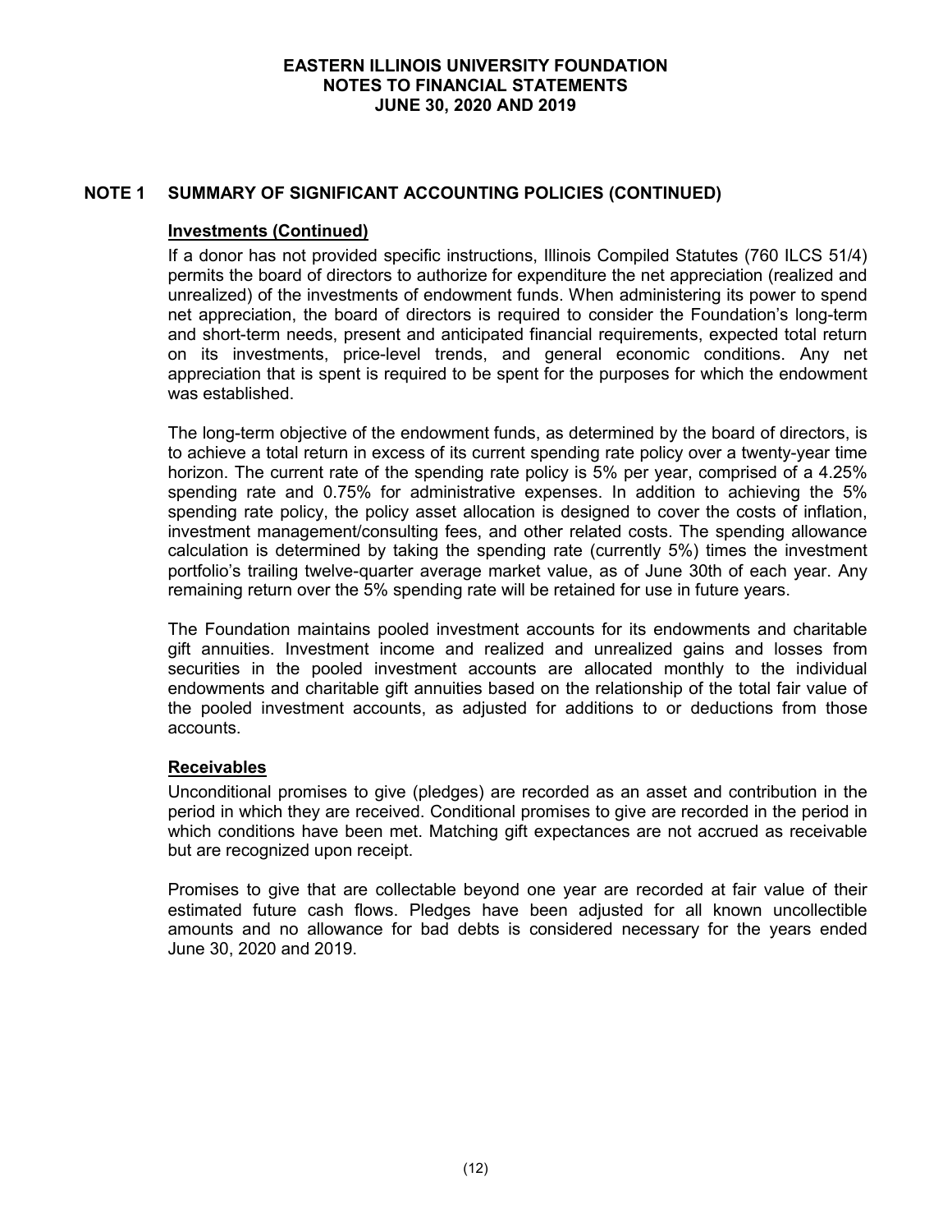## NOTE 1 SUMMARY OF SIGNIFICANT ACCOUNTING POLICIES (CONTINUED)

### Investments (Continued)

If a donor has not provided specific instructions, Illinois Compiled Statutes (760 ILCS 51/4) permits the board of directors to authorize for expenditure the net appreciation (realized and unrealized) of the investments of endowment funds. When administering its power to spend net appreciation, the board of directors is required to consider the Foundation's long-term and short-term needs, present and anticipated financial requirements, expected total return on its investments, price-level trends, and general economic conditions. Any net appreciation that is spent is required to be spent for the purposes for which the endowment was established.

The long-term objective of the endowment funds, as determined by the board of directors, is to achieve a total return in excess of its current spending rate policy over a twenty-year time horizon. The current rate of the spending rate policy is 5% per year, comprised of a 4.25% spending rate and 0.75% for administrative expenses. In addition to achieving the 5% spending rate policy, the policy asset allocation is designed to cover the costs of inflation, investment management/consulting fees, and other related costs. The spending allowance calculation is determined by taking the spending rate (currently 5%) times the investment portfolio's trailing twelve-quarter average market value, as of June 30th of each year. Any remaining return over the 5% spending rate will be retained for use in future years.

The Foundation maintains pooled investment accounts for its endowments and charitable gift annuities. Investment income and realized and unrealized gains and losses from securities in the pooled investment accounts are allocated monthly to the individual endowments and charitable gift annuities based on the relationship of the total fair value of the pooled investment accounts, as adjusted for additions to or deductions from those accounts.

### Receivables

Unconditional promises to give (pledges) are recorded as an asset and contribution in the period in which they are received. Conditional promises to give are recorded in the period in which conditions have been met. Matching gift expectances are not accrued as receivable but are recognized upon receipt.

Promises to give that are collectable beyond one year are recorded at fair value of their estimated future cash flows. Pledges have been adjusted for all known uncollectible amounts and no allowance for bad debts is considered necessary for the years ended June 30, 2020 and 2019.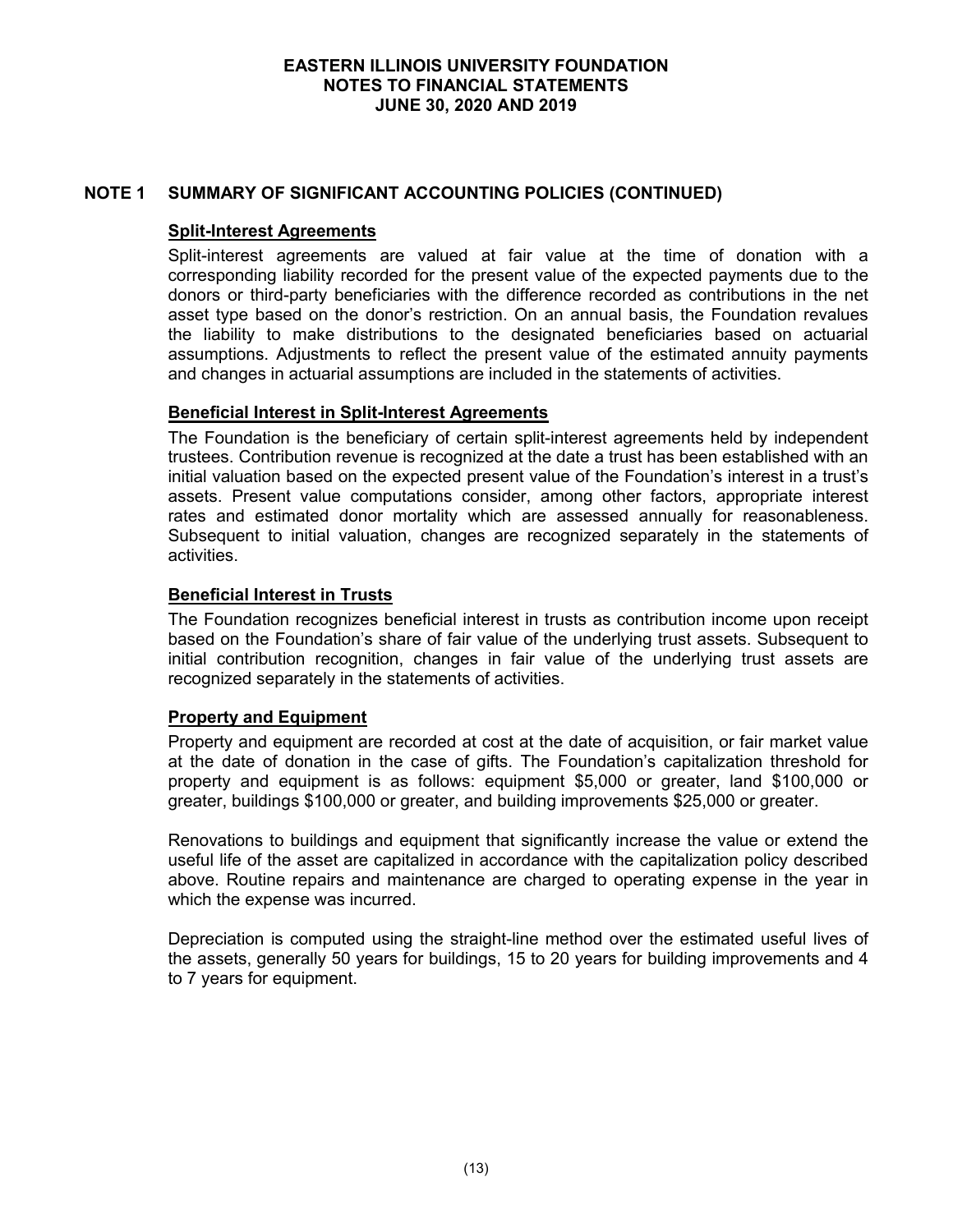# EASTERN ILLINOIS UNIVERSITY FOUNDATION
## NOTES TO FINANCIAL STATEMENTS
## JUNE 30, 2020 AND 2019

## NOTE 1 SUMMARY OF SIGNIFICANT ACCOUNTING POLICIES (CONTINUED)

### Split-Interest Agreements

Split-interest agreements are valued at fair value at the time of donation with a corresponding liability recorded for the present value of the expected payments due to the donors or third-party beneficiaries with the difference recorded as contributions in the net asset type based on the donor's restriction. On an annual basis, the Foundation revalues the liability to make distributions to the designated beneficiaries based on actuarial assumptions. Adjustments to reflect the present value of the estimated annuity payments and changes in actuarial assumptions are included in the statements of activities.

### Beneficial Interest in Split-Interest Agreements

The Foundation is the beneficiary of certain split-interest agreements held by independent trustees. Contribution revenue is recognized at the date a trust has been established with an initial valuation based on the expected present value of the Foundation's interest in a trust's assets. Present value computations consider, among other factors, appropriate interest rates and estimated donor mortality which are assessed annually for reasonableness. Subsequent to initial valuation, changes are recognized separately in the statements of activities.

### Beneficial Interest in Trusts

The Foundation recognizes beneficial interest in trusts as contribution income upon receipt based on the Foundation's share of fair value of the underlying trust assets. Subsequent to initial contribution recognition, changes in fair value of the underlying trust assets are recognized separately in the statements of activities.

### Property and Equipment

Property and equipment are recorded at cost at the date of acquisition, or fair market value at the date of donation in the case of gifts. The Foundation's capitalization threshold for property and equipment is as follows: equipment $5,000 or greater, land $100,000 or greater, buildings $100,000 or greater, and building improvements $25,000 or greater.

Renovations to buildings and equipment that significantly increase the value or extend the useful life of the asset are capitalized in accordance with the capitalization policy described above. Routine repairs and maintenance are charged to operating expense in the year in which the expense was incurred.

Depreciation is computed using the straight-line method over the estimated useful lives of the assets, generally 50 years for buildings, 15 to 20 years for building improvements and 4 to 7 years for equipment.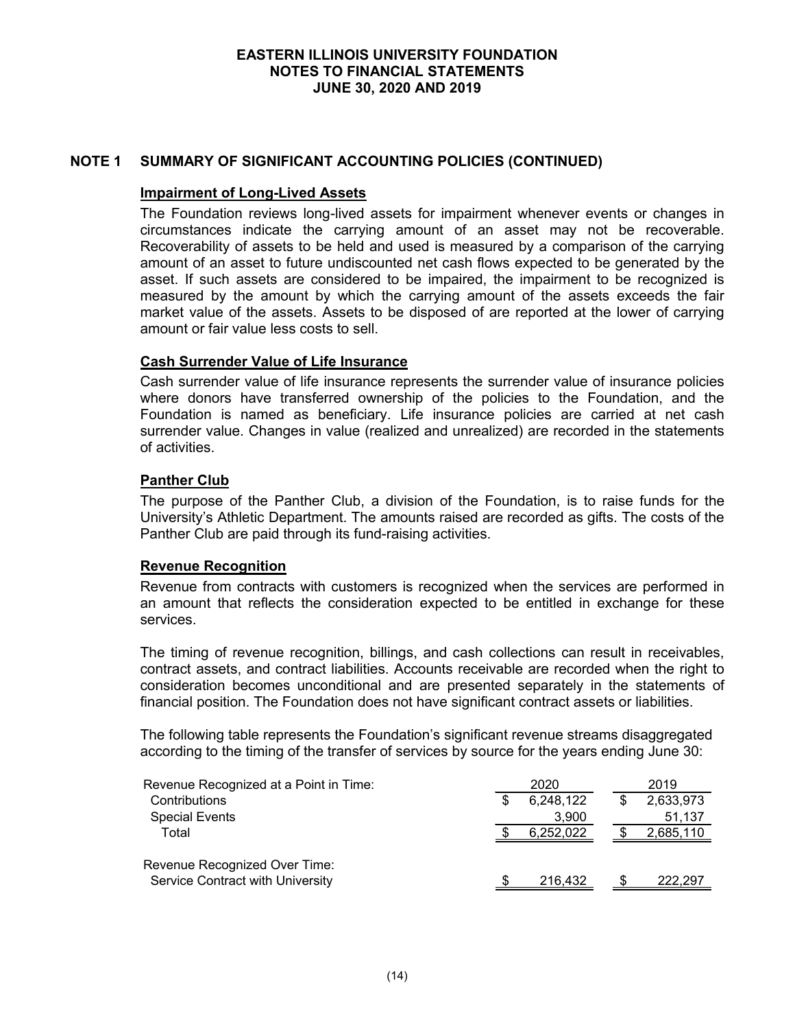## NOTE 1 SUMMARY OF SIGNIFICANT ACCOUNTING POLICIES (CONTINUED)

### Impairment of Long-Lived Assets

The Foundation reviews long-lived assets for impairment whenever events or changes in circumstances indicate the carrying amount of an asset may not be recoverable. Recoverability of assets to be held and used is measured by a comparison of the carrying amount of an asset to future undiscounted net cash flows expected to be generated by the asset. If such assets are considered to be impaired, the impairment to be recognized is measured by the amount by which the carrying amount of the assets exceeds the fair market value of the assets. Assets to be disposed of are reported at the lower of carrying amount or fair value less costs to sell.

### Cash Surrender Value of Life Insurance

Cash surrender value of life insurance represents the surrender value of insurance policies where donors have transferred ownership of the policies to the Foundation, and the Foundation is named as beneficiary. Life insurance policies are carried at net cash surrender value. Changes in value (realized and unrealized) are recorded in the statements of activities.

### Panther Club

The purpose of the Panther Club, a division of the Foundation, is to raise funds for the University's Athletic Department. The amounts raised are recorded as gifts. The costs of the Panther Club are paid through its fund-raising activities.

### Revenue Recognition

Revenue from contracts with customers is recognized when the services are performed in an amount that reflects the consideration expected to be entitled in exchange for these services.

The timing of revenue recognition, billings, and cash collections can result in receivables, contract assets, and contract liabilities. Accounts receivable are recorded when the right to consideration becomes unconditional and are presented separately in the statements of financial position. The Foundation does not have significant contract assets or liabilities.

The following table represents the Foundation's significant revenue streams disaggregated according to the timing of the transfer of services by source for the years ending June 30:

| | 2020 | 2019 |
|---|---|---|
| Revenue Recognized at a Point in Time: | | |
| Contributions | $ 6,248,122 | $ 2,633,973 |
| Special Events | 3,900 | 51,137 |
| Total | $ 6,252,022 | $ 2,685,110 |
| | | |
| Revenue Recognized Over Time: | | |
| Service Contract with University | $ 216,432 | $ 222,297 |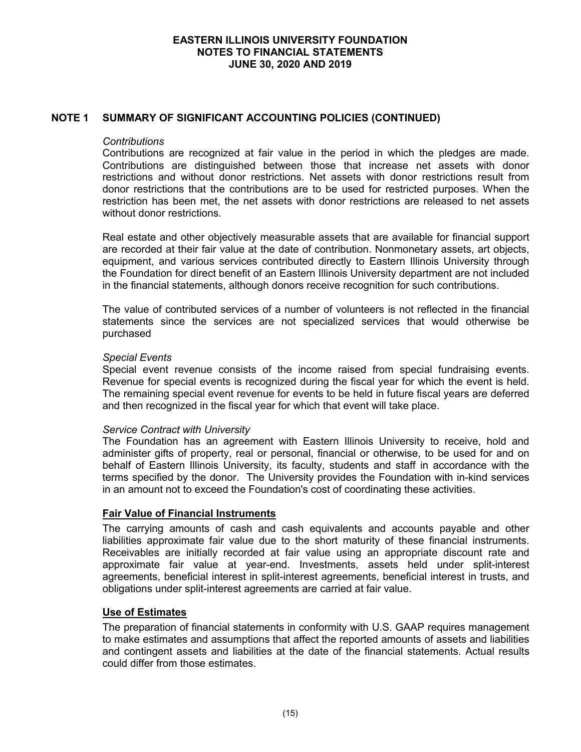## NOTE 1 SUMMARY OF SIGNIFICANT ACCOUNTING POLICIES (CONTINUED)

*Contributions*

Contributions are recognized at fair value in the period in which the pledges are made. Contributions are distinguished between those that increase net assets with donor restrictions and without donor restrictions. Net assets with donor restrictions result from donor restrictions that the contributions are to be used for restricted purposes. When the restriction has been met, the net assets with donor restrictions are released to net assets without donor restrictions.

Real estate and other objectively measurable assets that are available for financial support are recorded at their fair value at the date of contribution. Nonmonetary assets, art objects, equipment, and various services contributed directly to Eastern Illinois University through the Foundation for direct benefit of an Eastern Illinois University department are not included in the financial statements, although donors receive recognition for such contributions.

The value of contributed services of a number of volunteers is not reflected in the financial statements since the services are not specialized services that would otherwise be purchased

*Special Events*

Special event revenue consists of the income raised from special fundraising events. Revenue for special events is recognized during the fiscal year for which the event is held. The remaining special event revenue for events to be held in future fiscal years are deferred and then recognized in the fiscal year for which that event will take place.

*Service Contract with University*

The Foundation has an agreement with Eastern Illinois University to receive, hold and administer gifts of property, real or personal, financial or otherwise, to be used for and on behalf of Eastern Illinois University, its faculty, students and staff in accordance with the terms specified by the donor. The University provides the Foundation with in-kind services in an amount not to exceed the Foundation's cost of coordinating these activities.

### Fair Value of Financial Instruments

The carrying amounts of cash and cash equivalents and accounts payable and other liabilities approximate fair value due to the short maturity of these financial instruments. Receivables are initially recorded at fair value using an appropriate discount rate and approximate fair value at year-end. Investments, assets held under split-interest agreements, beneficial interest in split-interest agreements, beneficial interest in trusts, and obligations under split-interest agreements are carried at fair value.

### Use of Estimates

The preparation of financial statements in conformity with U.S. GAAP requires management to make estimates and assumptions that affect the reported amounts of assets and liabilities and contingent assets and liabilities at the date of the financial statements. Actual results could differ from those estimates.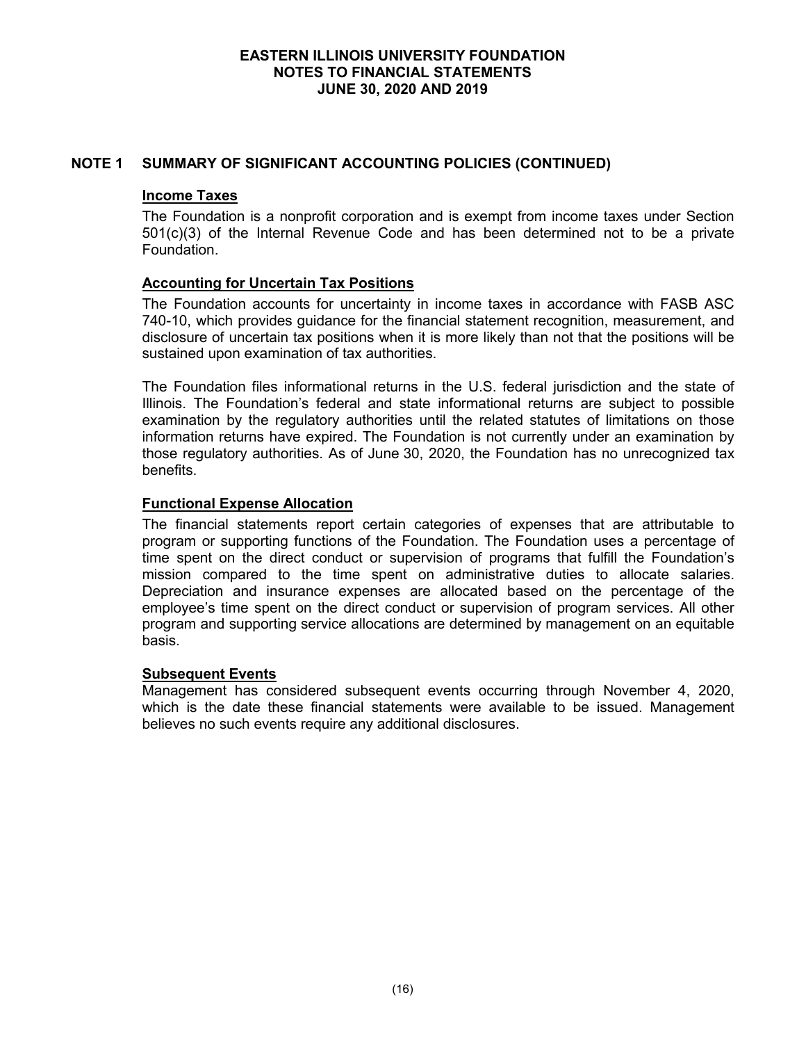## NOTE 1 SUMMARY OF SIGNIFICANT ACCOUNTING POLICIES (CONTINUED)

### Income Taxes

The Foundation is a nonprofit corporation and is exempt from income taxes under Section 501(c)(3) of the Internal Revenue Code and has been determined not to be a private Foundation.

### Accounting for Uncertain Tax Positions

The Foundation accounts for uncertainty in income taxes in accordance with FASB ASC 740-10, which provides guidance for the financial statement recognition, measurement, and disclosure of uncertain tax positions when it is more likely than not that the positions will be sustained upon examination of tax authorities.

The Foundation files informational returns in the U.S. federal jurisdiction and the state of Illinois. The Foundation's federal and state informational returns are subject to possible examination by the regulatory authorities until the related statutes of limitations on those information returns have expired. The Foundation is not currently under an examination by those regulatory authorities. As of June 30, 2020, the Foundation has no unrecognized tax benefits.

### Functional Expense Allocation

The financial statements report certain categories of expenses that are attributable to program or supporting functions of the Foundation. The Foundation uses a percentage of time spent on the direct conduct or supervision of programs that fulfill the Foundation's mission compared to the time spent on administrative duties to allocate salaries. Depreciation and insurance expenses are allocated based on the percentage of the employee's time spent on the direct conduct or supervision of program services. All other program and supporting service allocations are determined by management on an equitable basis.

### Subsequent Events

Management has considered subsequent events occurring through November 4, 2020, which is the date these financial statements were available to be issued. Management believes no such events require any additional disclosures.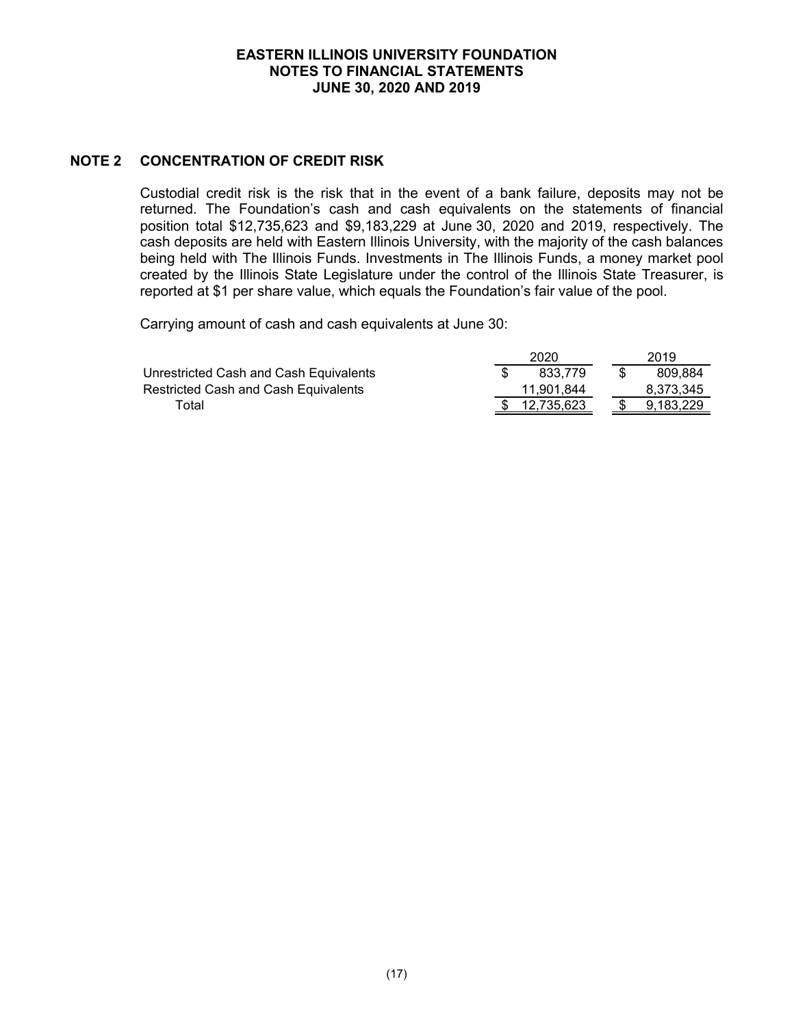# EASTERN ILLINOIS UNIVERSITY FOUNDATION
## NOTES TO FINANCIAL STATEMENTS
## JUNE 30, 2020 AND 2019

## NOTE 2 CONCENTRATION OF CREDIT RISK

Custodial credit risk is the risk that in the event of a bank failure, deposits may not be returned. The Foundation's cash and cash equivalents on the statements of financial position total $12,735,623 and $9,183,229 at June 30, 2020 and 2019, respectively. The cash deposits are held with Eastern Illinois University, with the majority of the cash balances being held with The Illinois Funds. Investments in The Illinois Funds, a money market pool created by the Illinois State Legislature under the control of the Illinois State Treasurer, is reported at $1 per share value, which equals the Foundation's fair value of the pool.

Carrying amount of cash and cash equivalents at June 30:

| | 2020 | 2019 |
|---|---|---|
| Unrestricted Cash and Cash Equivalents | $ 833,779 | $ 809,884 |
| Restricted Cash and Cash Equivalents | 11,901,844 | 8,373,345 |
| Total | $ 12,735,623 | $ 9,183,229 |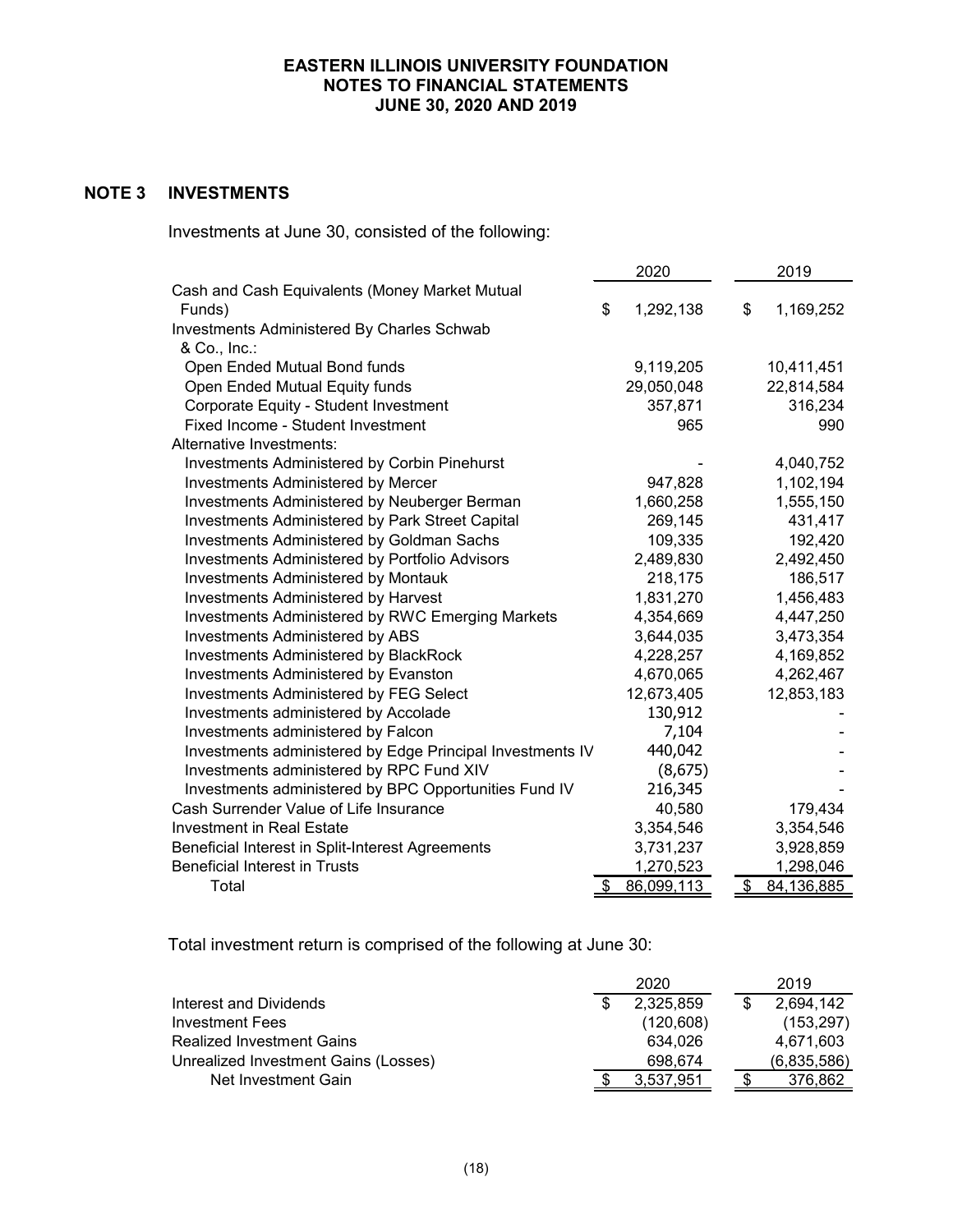## NOTE 3 INVESTMENTS

Investments at June 30, consisted of the following:

| | 2020 | 2019 |
|---|---|---|
| Cash and Cash Equivalents (Money Market Mutual Funds) | $ 1,292,138 | $ 1,169,252 |
| Investments Administered By Charles Schwab & Co., Inc.: | | |
| Open Ended Mutual Bond funds | 9,119,205 | 10,411,451 |
| Open Ended Mutual Equity funds | 29,050,048 | 22,814,584 |
| Corporate Equity - Student Investment | 357,871 | 316,234 |
| Fixed Income - Student Investment | 965 | 990 |
| Alternative Investments: | | |
| Investments Administered by Corbin Pinehurst | - | 4,040,752 |
| Investments Administered by Mercer | 947,828 | 1,102,194 |
| Investments Administered by Neuberger Berman | 1,660,258 | 1,555,150 |
| Investments Administered by Park Street Capital | 269,145 | 431,417 |
| Investments Administered by Goldman Sachs | 109,335 | 192,420 |
| Investments Administered by Portfolio Advisors | 2,489,830 | 2,492,450 |
| Investments Administered by Montauk | 218,175 | 186,517 |
| Investments Administered by Harvest | 1,831,270 | 1,456,483 |
| Investments Administered by RWC Emerging Markets | 4,354,669 | 4,447,250 |
| Investments Administered by ABS | 3,644,035 | 3,473,354 |
| Investments Administered by BlackRock | 4,228,257 | 4,169,852 |
| Investments Administered by Evanston | 4,670,065 | 4,262,467 |
| Investments Administered by FEG Select | 12,673,405 | 12,853,183 |
| Investments administered by Accolade | 130,912 | - |
| Investments administered by Falcon | 7,104 | - |
| Investments administered by Edge Principal Investments IV | 440,042 | - |
| Investments administered by RPC Fund XIV | (8,675) | - |
| Investments administered by BPC Opportunities Fund IV | 216,345 | - |
| Cash Surrender Value of Life Insurance | 40,580 | 179,434 |
| Investment in Real Estate | 3,354,546 | 3,354,546 |
| Beneficial Interest in Split-Interest Agreements | 3,731,237 | 3,928,859 |
| Beneficial Interest in Trusts | 1,270,523 | 1,298,046 |
| Total | $ 86,099,113 | $ 84,136,885 |

Total investment return is comprised of the following at June 30:

| | 2020 | 2019 |
|---|---|---|
| Interest and Dividends | $ 2,325,859 | $ 2,694,142 |
| Investment Fees | (120,608) | (153,297) |
| Realized Investment Gains | 634,026 | 4,671,603 |
| Unrealized Investment Gains (Losses) | 698,674 | (6,835,586) |
| Net Investment Gain | $ 3,537,951 | $ 376,862 |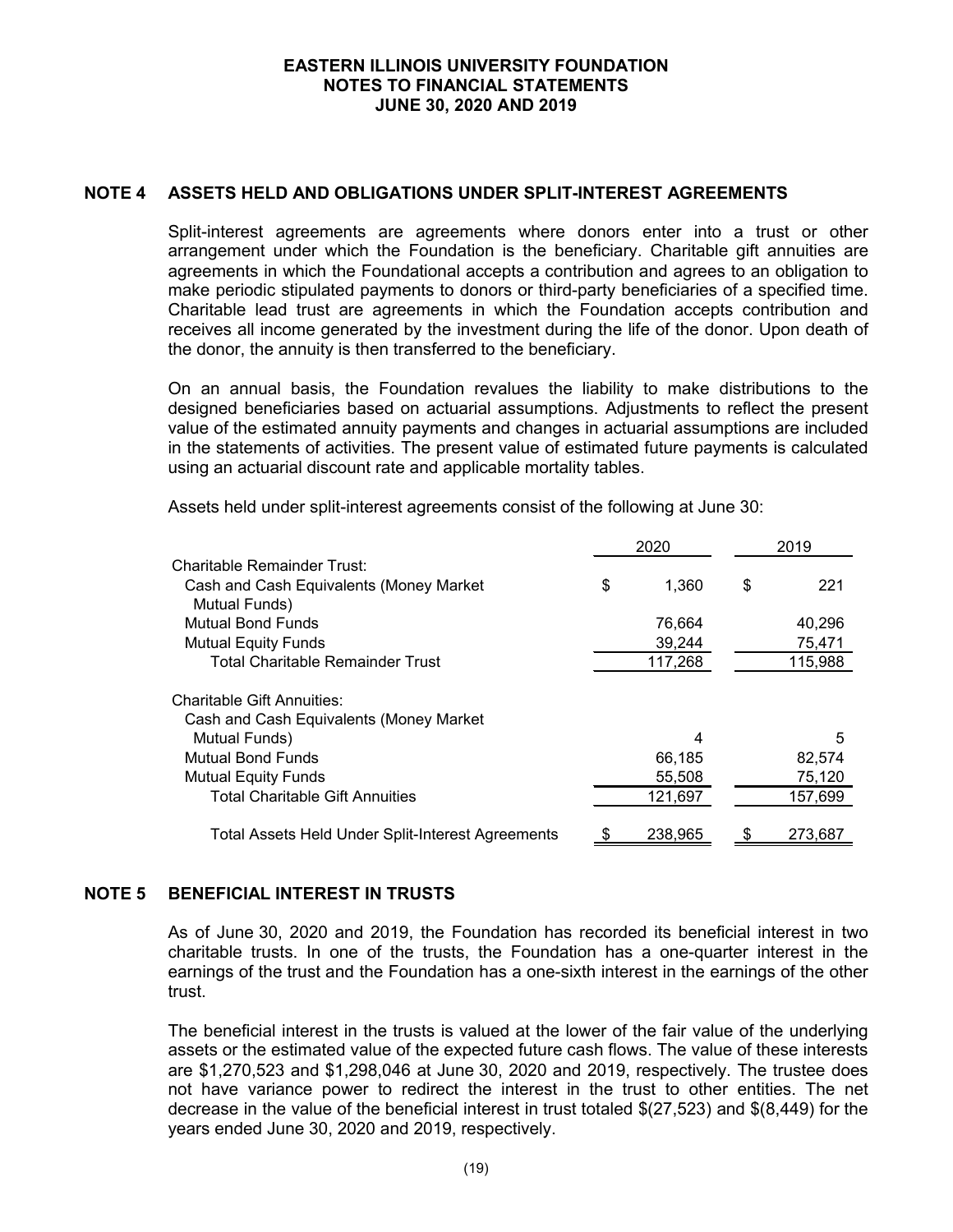## NOTE 4 ASSETS HELD AND OBLIGATIONS UNDER SPLIT-INTEREST AGREEMENTS

Split-interest agreements are agreements where donors enter into a trust or other arrangement under which the Foundation is the beneficiary. Charitable gift annuities are agreements in which the Foundational accepts a contribution and agrees to an obligation to make periodic stipulated payments to donors or third-party beneficiaries of a specified time. Charitable lead trust are agreements in which the Foundation accepts contribution and receives all income generated by the investment during the life of the donor. Upon death of the donor, the annuity is then transferred to the beneficiary.

On an annual basis, the Foundation revalues the liability to make distributions to the designed beneficiaries based on actuarial assumptions. Adjustments to reflect the present value of the estimated annuity payments and changes in actuarial assumptions are included in the statements of activities. The present value of estimated future payments is calculated using an actuarial discount rate and applicable mortality tables.

Assets held under split-interest agreements consist of the following at June 30:

| | 2020 | 2019 |
|---|---|---|
| Charitable Remainder Trust: | | |
| Cash and Cash Equivalents (Money Market Mutual Funds) | $ 1,360 | $ 221 |
| Mutual Bond Funds | 76,664 | 40,296 |
| Mutual Equity Funds | 39,244 | 75,471 |
| Total Charitable Remainder Trust | 117,268 | 115,988 |
| Charitable Gift Annuities: | | |
| Cash and Cash Equivalents (Money Market Mutual Funds) | 4 | 5 |
| Mutual Bond Funds | 66,185 | 82,574 |
| Mutual Equity Funds | 55,508 | 75,120 |
| Total Charitable Gift Annuities | 121,697 | 157,699 |
| Total Assets Held Under Split-Interest Agreements | $ 238,965 | $ 273,687 |

## NOTE 5 BENEFICIAL INTEREST IN TRUSTS

As of June 30, 2020 and 2019, the Foundation has recorded its beneficial interest in two charitable trusts. In one of the trusts, the Foundation has a one-quarter interest in the earnings of the trust and the Foundation has a one-sixth interest in the earnings of the other trust.

The beneficial interest in the trusts is valued at the lower of the fair value of the underlying assets or the estimated value of the expected future cash flows. The value of these interests are $1,270,523 and $1,298,046 at June 30, 2020 and 2019, respectively. The trustee does not have variance power to redirect the interest in the trust to other entities. The net decrease in the value of the beneficial interest in trust totaled $(27,523) and $(8,449) for the years ended June 30, 2020 and 2019, respectively.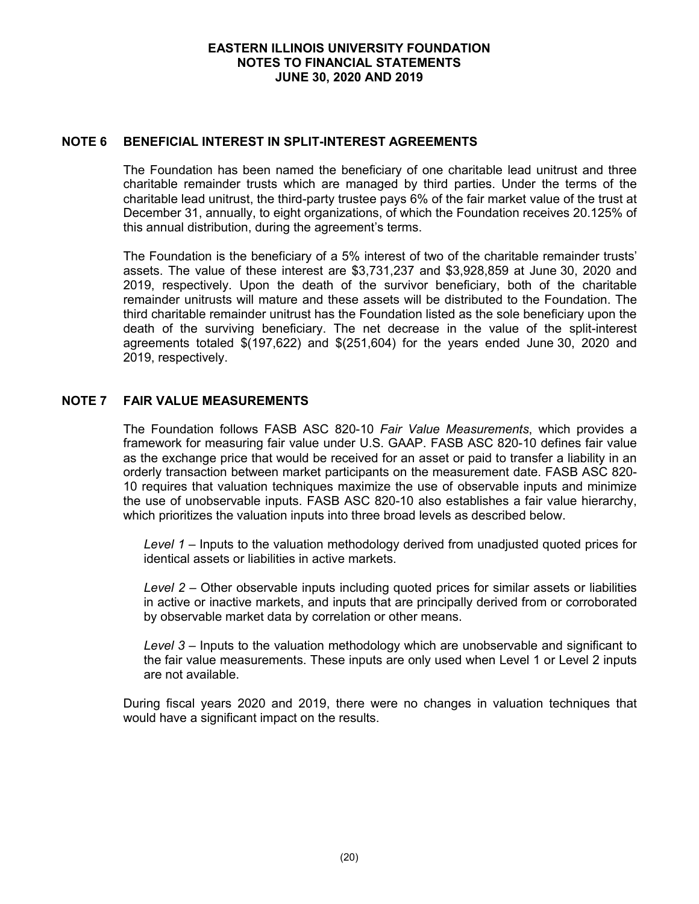## NOTE 6 BENEFICIAL INTEREST IN SPLIT-INTEREST AGREEMENTS

The Foundation has been named the beneficiary of one charitable lead unitrust and three charitable remainder trusts which are managed by third parties. Under the terms of the charitable lead unitrust, the third-party trustee pays 6% of the fair market value of the trust at December 31, annually, to eight organizations, of which the Foundation receives 20.125% of this annual distribution, during the agreement's terms.

The Foundation is the beneficiary of a 5% interest of two of the charitable remainder trusts' assets. The value of these interest are $3,731,237 and $3,928,859 at June 30, 2020 and 2019, respectively. Upon the death of the survivor beneficiary, both of the charitable remainder unitrusts will mature and these assets will be distributed to the Foundation. The third charitable remainder unitrust has the Foundation listed as the sole beneficiary upon the death of the surviving beneficiary. The net decrease in the value of the split-interest agreements totaled $(197,622) and $(251,604) for the years ended June 30, 2020 and 2019, respectively.

## NOTE 7 FAIR VALUE MEASUREMENTS

The Foundation follows FASB ASC 820-10 *Fair Value Measurements*, which provides a framework for measuring fair value under U.S. GAAP. FASB ASC 820-10 defines fair value as the exchange price that would be received for an asset or paid to transfer a liability in an orderly transaction between market participants on the measurement date. FASB ASC 820-10 requires that valuation techniques maximize the use of observable inputs and minimize the use of unobservable inputs. FASB ASC 820-10 also establishes a fair value hierarchy, which prioritizes the valuation inputs into three broad levels as described below.

*Level 1* – Inputs to the valuation methodology derived from unadjusted quoted prices for identical assets or liabilities in active markets.

*Level 2* – Other observable inputs including quoted prices for similar assets or liabilities in active or inactive markets, and inputs that are principally derived from or corroborated by observable market data by correlation or other means.

*Level 3* – Inputs to the valuation methodology which are unobservable and significant to the fair value measurements. These inputs are only used when Level 1 or Level 2 inputs are not available.

During fiscal years 2020 and 2019, there were no changes in valuation techniques that would have a significant impact on the results.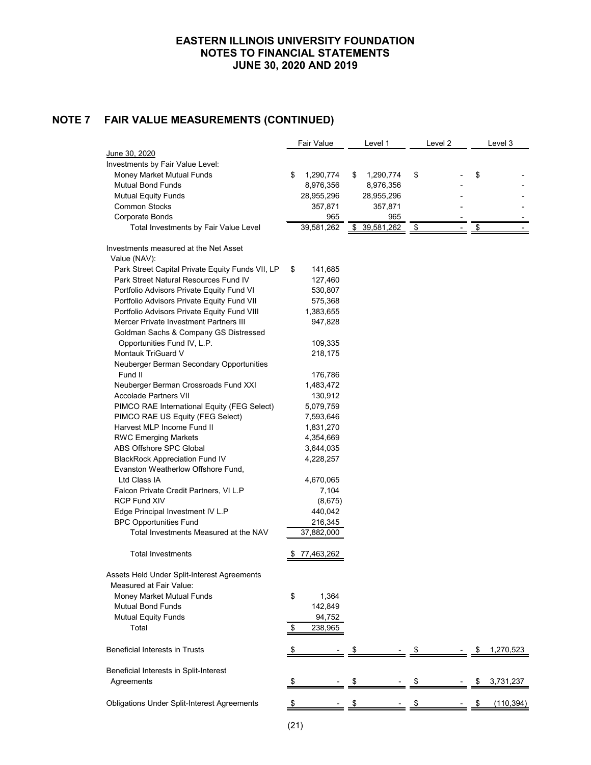## NOTE 7 FAIR VALUE MEASUREMENTS (CONTINUED)

| | Fair Value | Level 1 | Level 2 | Level 3 |
|---|---|---|---|---|
| June 30, 2020 | | | | |
| Investments by Fair Value Level: | | | | |
| Money Market Mutual Funds | $ 1,290,774 | $ 1,290,774 | $ - | $ - |
| Mutual Bond Funds | 8,976,356 | 8,976,356 | - | - |
| Mutual Equity Funds | 28,955,296 | 28,955,296 | - | - |
| Common Stocks | 357,871 | 357,871 | - | - |
| Corporate Bonds | 965 | 965 | - | - |
| Total Investments by Fair Value Level | 39,581,262 | $ 39,581,262 | $ - | $ - |
| | | | | |
| Investments measured at the Net Asset Value (NAV): | | | | |
| Park Street Capital Private Equity Funds VII, LP | $ 141,685 | | | |
| Park Street Natural Resources Fund IV | 127,460 | | | |
| Portfolio Advisors Private Equity Fund VI | 530,807 | | | |
| Portfolio Advisors Private Equity Fund VII | 575,368 | | | |
| Portfolio Advisors Private Equity Fund VIII | 1,383,655 | | | |
| Mercer Private Investment Partners III | 947,828 | | | |
| Goldman Sachs & Company GS Distressed Opportunities Fund IV, L.P. | 109,335 | | | |
| Montauk TriGuard V | 218,175 | | | |
| Neuberger Berman Secondary Opportunities Fund II | 176,786 | | | |
| Neuberger Berman Crossroads Fund XXI | 1,483,472 | | | |
| Accolade Partners VII | 130,912 | | | |
| PIMCO RAE International Equity (FEG Select) | 5,079,759 | | | |
| PIMCO RAE US Equity (FEG Select) | 7,593,646 | | | |
| Harvest MLP Income Fund II | 1,831,270 | | | |
| RWC Emerging Markets | 4,354,669 | | | |
| ABS Offshore SPC Global | 3,644,035 | | | |
| BlackRock Appreciation Fund IV | 4,228,257 | | | |
| Evanston Weatherlow Offshore Fund, Ltd Class IA | 4,670,065 | | | |
| Falcon Private Credit Partners, VI L.P | 7,104 | | | |
| RCP Fund XIV | (8,675) | | | |
| Edge Principal Investment IV L.P | 440,042 | | | |
| BPC Opportunities Fund | 216,345 | | | |
| Total Investments Measured at the NAV | 37,882,000 | | | |
| | | | | |
| Total Investments | $ 77,463,262 | | | |
| | | | | |
| Assets Held Under Split-Interest Agreements Measured at Fair Value: | | | | |
| Money Market Mutual Funds | $ 1,364 | | | |
| Mutual Bond Funds | 142,849 | | | |
| Mutual Equity Funds | 94,752 | | | |
| Total | $ 238,965 | | | |
| | | | | |
| Beneficial Interests in Trusts | $ - | $ - | $ - | $ 1,270,523 |
| | | | | |
| Beneficial Interests in Split-Interest Agreements | $ - | $ - | $ - | $ 3,731,237 |
| | | | | |
| Obligations Under Split-Interest Agreements | $ - | $ - | $ - | $ (110,394) |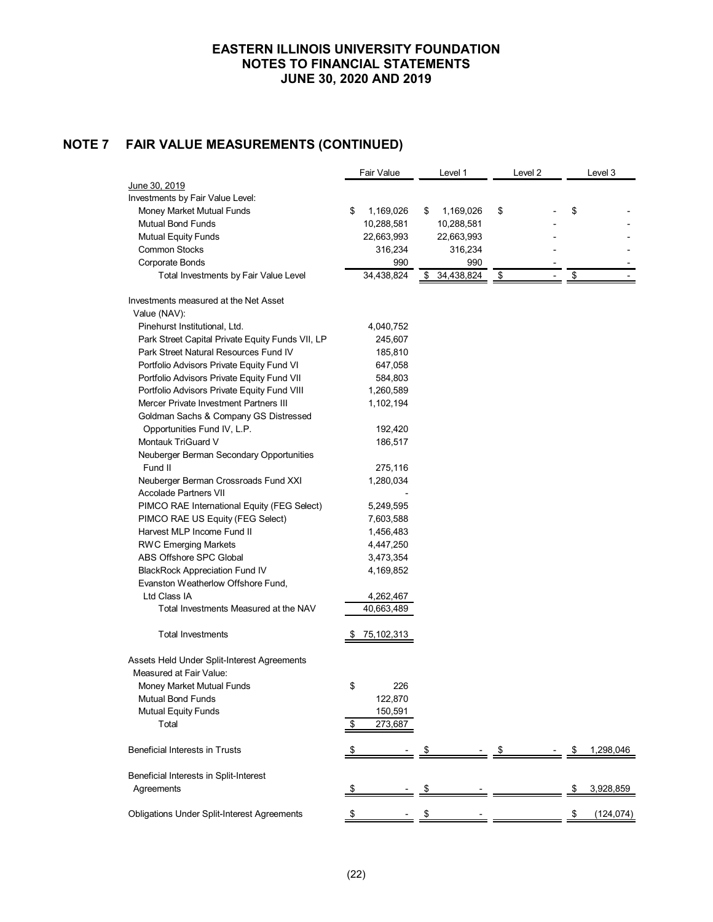# EASTERN ILLINOIS UNIVERSITY FOUNDATION
# NOTES TO FINANCIAL STATEMENTS
# JUNE 30, 2020 AND 2019

## NOTE 7 FAIR VALUE MEASUREMENTS (CONTINUED)

| | Fair Value | Level 1 | Level 2 | Level 3 |
|---|---|---|---|---|
| June 30, 2019 | | | | |
| Investments by Fair Value Level: | | | | |
| Money Market Mutual Funds | $ 1,169,026 | $ 1,169,026 | $ - | $ - |
| Mutual Bond Funds | 10,288,581 | 10,288,581 | - | - |
| Mutual Equity Funds | 22,663,993 | 22,663,993 | - | - |
| Common Stocks | 316,234 | 316,234 | - | - |
| Corporate Bonds | 990 | 990 | - | - |
| Total Investments by Fair Value Level | 34,438,824 | $ 34,438,824 | $ - | $ - |
| | | | | |
| Investments measured at the Net Asset Value (NAV): | | | | |
| Pinehurst Institutional, Ltd. | 4,040,752 | | | |
| Park Street Capital Private Equity Funds VII, LP | 245,607 | | | |
| Park Street Natural Resources Fund IV | 185,810 | | | |
| Portfolio Advisors Private Equity Fund VI | 647,058 | | | |
| Portfolio Advisors Private Equity Fund VII | 584,803 | | | |
| Portfolio Advisors Private Equity Fund VIII | 1,260,589 | | | |
| Mercer Private Investment Partners III | 1,102,194 | | | |
| Goldman Sachs & Company GS Distressed Opportunities Fund IV, L.P. | 192,420 | | | |
| Montauk TriGuard V | 186,517 | | | |
| Neuberger Berman Secondary Opportunities Fund II | 275,116 | | | |
| Neuberger Berman Crossroads Fund XXI | 1,280,034 | | | |
| Accolade Partners VII | - | | | |
| PIMCO RAE International Equity (FEG Select) | 5,249,595 | | | |
| PIMCO RAE US Equity (FEG Select) | 7,603,588 | | | |
| Harvest MLP Income Fund II | 1,456,483 | | | |
| RWC Emerging Markets | 4,447,250 | | | |
| ABS Offshore SPC Global | 3,473,354 | | | |
| BlackRock Appreciation Fund IV | 4,169,852 | | | |
| Evanston Weatherlow Offshore Fund, Ltd Class IA | 4,262,467 | | | |
| Total Investments Measured at the NAV | 40,663,489 | | | |
| | | | | |
| Total Investments | $ 75,102,313 | | | |
| | | | | |
| Assets Held Under Split-Interest Agreements Measured at Fair Value: | | | | |
| Money Market Mutual Funds | $ 226 | | | |
| Mutual Bond Funds | 122,870 | | | |
| Mutual Equity Funds | 150,591 | | | |
| Total | $ 273,687 | | | |
| | | | | |
| Beneficial Interests in Trusts | $ - | $ - | $ - | $ 1,298,046 |
| | | | | |
| Beneficial Interests in Split-Interest Agreements | $ - | $ - | | $ 3,928,859 |
| | | | | |
| Obligations Under Split-Interest Agreements | $ - | $ - | | $ (124,074) |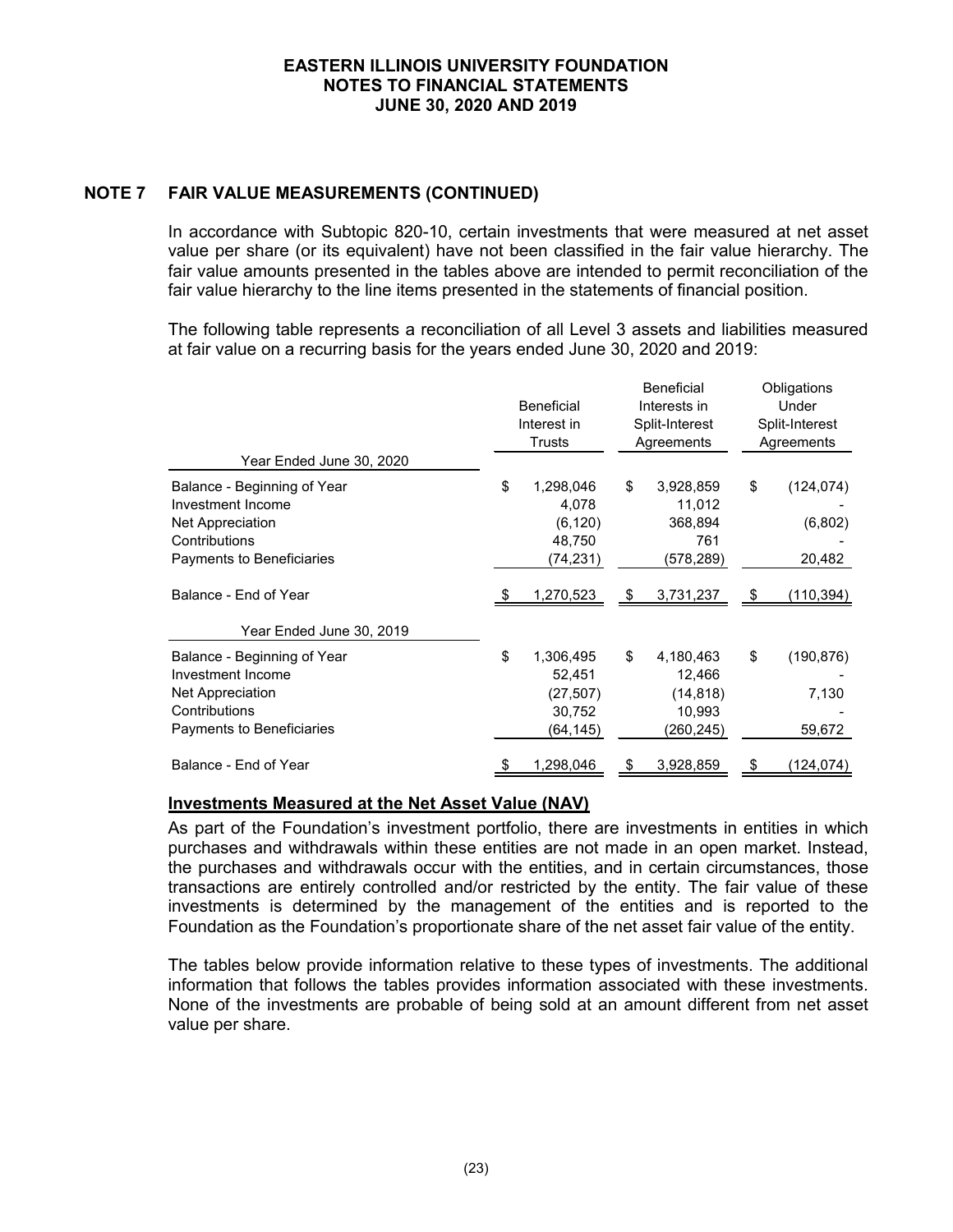## NOTE 7 FAIR VALUE MEASUREMENTS (CONTINUED)

In accordance with Subtopic 820-10, certain investments that were measured at net asset value per share (or its equivalent) have not been classified in the fair value hierarchy. The fair value amounts presented in the tables above are intended to permit reconciliation of the fair value hierarchy to the line items presented in the statements of financial position.

The following table represents a reconciliation of all Level 3 assets and liabilities measured at fair value on a recurring basis for the years ended June 30, 2020 and 2019:

| | Beneficial Interest in Trusts | Beneficial Interests in Split-Interest Agreements | Obligations Under Split-Interest Agreements |
|---|---|---|---|
| **Year Ended June 30, 2020** | | | |
| Balance - Beginning of Year | $ 1,298,046 | $ 3,928,859 | $ (124,074) |
| Investment Income | 4,078 | 11,012 | - |
| Net Appreciation | (6,120) | 368,894 | (6,802) |
| Contributions | 48,750 | 761 | - |
| Payments to Beneficiaries | (74,231) | (578,289) | 20,482 |
| Balance - End of Year | $ 1,270,523 | $ 3,731,237 | $ (110,394) |
| **Year Ended June 30, 2019** | | | |
| Balance - Beginning of Year | $ 1,306,495 | $ 4,180,463 | $ (190,876) |
| Investment Income | 52,451 | 12,466 | - |
| Net Appreciation | (27,507) | (14,818) | 7,130 |
| Contributions | 30,752 | 10,993 | - |
| Payments to Beneficiaries | (64,145) | (260,245) | 59,672 |
| Balance - End of Year | $ 1,298,046 | $ 3,928,859 | $ (124,074) |

### Investments Measured at the Net Asset Value (NAV)

As part of the Foundation's investment portfolio, there are investments in entities in which purchases and withdrawals within these entities are not made in an open market. Instead, the purchases and withdrawals occur with the entities, and in certain circumstances, those transactions are entirely controlled and/or restricted by the entity. The fair value of these investments is determined by the management of the entities and is reported to the Foundation as the Foundation's proportionate share of the net asset fair value of the entity.

The tables below provide information relative to these types of investments. The additional information that follows the tables provides information associated with these investments. None of the investments are probable of being sold at an amount different from net asset value per share.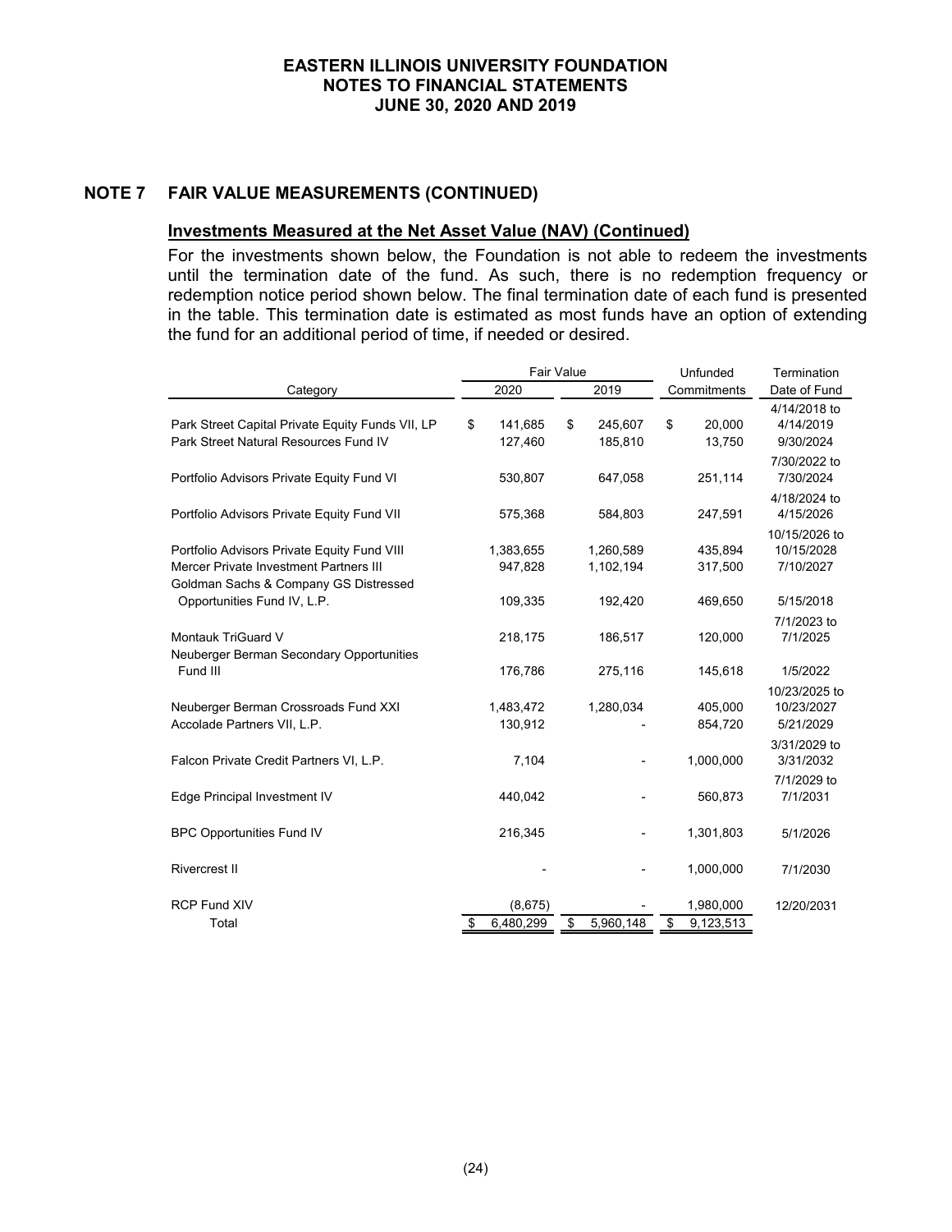## NOTE 7 FAIR VALUE MEASUREMENTS (CONTINUED)

### Investments Measured at the Net Asset Value (NAV) (Continued)

For the investments shown below, the Foundation is not able to redeem the investments until the termination date of the fund. As such, there is no redemption frequency or redemption notice period shown below. The final termination date of each fund is presented in the table. This termination date is estimated as most funds have an option of extending the fund for an additional period of time, if needed or desired.

| Category | Fair Value 2020 | Fair Value 2019 | Unfunded Commitments | Termination Date of Fund |
|---|---|---|---|---|
| Park Street Capital Private Equity Funds VII, LP | $ 141,685 | $ 245,607 | $ 20,000 | 4/14/2018 to 4/14/2019 |
| Park Street Natural Resources Fund IV | 127,460 | 185,810 | 13,750 | 9/30/2024 |
| Portfolio Advisors Private Equity Fund VI | 530,807 | 647,058 | 251,114 | 7/30/2022 to 7/30/2024 |
| Portfolio Advisors Private Equity Fund VII | 575,368 | 584,803 | 247,591 | 4/18/2024 to 4/15/2026 |
| Portfolio Advisors Private Equity Fund VIII | 1,383,655 | 1,260,589 | 435,894 | 10/15/2026 to 10/15/2028 |
| Mercer Private Investment Partners III | 947,828 | 1,102,194 | 317,500 | 7/10/2027 |
| Goldman Sachs & Company GS Distressed Opportunities Fund IV, L.P. | 109,335 | 192,420 | 469,650 | 5/15/2018 |
| Montauk TriGuard V | 218,175 | 186,517 | 120,000 | 7/1/2023 to 7/1/2025 |
| Neuberger Berman Secondary Opportunities Fund III | 176,786 | 275,116 | 145,618 | 1/5/2022 |
| Neuberger Berman Crossroads Fund XXI | 1,483,472 | 1,280,034 | 405,000 | 10/23/2025 to 10/23/2027 |
| Accolade Partners VII, L.P. | 130,912 | - | 854,720 | 5/21/2029 |
| Falcon Private Credit Partners VI, L.P. | 7,104 | - | 1,000,000 | 3/31/2029 to 3/31/2032 |
| Edge Principal Investment IV | 440,042 | - | 560,873 | 7/1/2029 to 7/1/2031 |
| BPC Opportunities Fund IV | 216,345 | - | 1,301,803 | 5/1/2026 |
| Rivercrest II | - | - | 1,000,000 | 7/1/2030 |
| RCP Fund XIV | (8,675) | - | 1,980,000 | 12/20/2031 |
| Total | $ 6,480,299 | $ 5,960,148 | $ 9,123,513 | |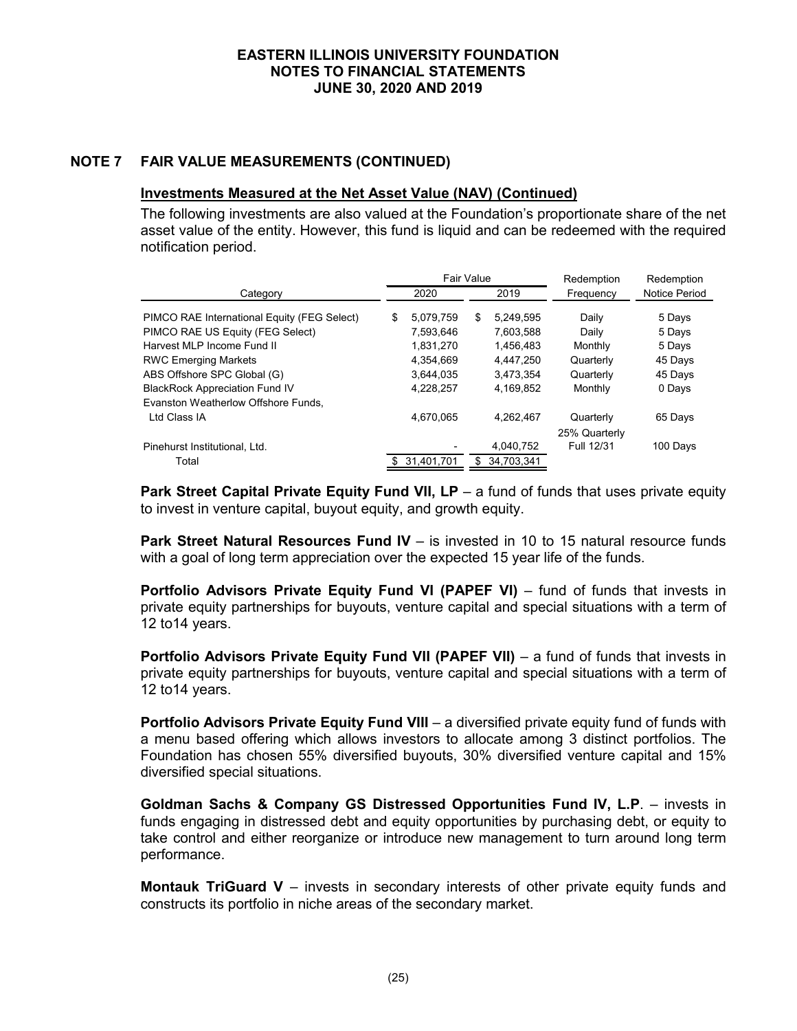# NOTE 7 FAIR VALUE MEASUREMENTS (CONTINUED)

## Investments Measured at the Net Asset Value (NAV) (Continued)

The following investments are also valued at the Foundation's proportionate share of the net asset value of the entity. However, this fund is liquid and can be redeemed with the required notification period.

| Category | Fair Value 2020 | Fair Value 2019 | Redemption Frequency | Redemption Notice Period |
|---|---|---|---|---|
| PIMCO RAE International Equity (FEG Select) | $ 5,079,759 | $ 5,249,595 | Daily | 5 Days |
| PIMCO RAE US Equity (FEG Select) | 7,593,646 | 7,603,588 | Daily | 5 Days |
| Harvest MLP Income Fund II | 1,831,270 | 1,456,483 | Monthly | 5 Days |
| RWC Emerging Markets | 4,354,669 | 4,447,250 | Quarterly | 45 Days |
| ABS Offshore SPC Global (G) | 3,644,035 | 3,473,354 | Quarterly | 45 Days |
| BlackRock Appreciation Fund IV | 4,228,257 | 4,169,852 | Monthly | 0 Days |
| Evanston Weatherlow Offshore Funds, Ltd Class IA | 4,670,065 | 4,262,467 | Quarterly | 65 Days |
| Pinehurst Institutional, Ltd. | - | 4,040,752 | 25% Quarterly Full 12/31 | 100 Days |
| Total | $ 31,401,701 | $ 34,703,341 | | |

**Park Street Capital Private Equity Fund VII, LP** – a fund of funds that uses private equity to invest in venture capital, buyout equity, and growth equity.

**Park Street Natural Resources Fund IV** – is invested in 10 to 15 natural resource funds with a goal of long term appreciation over the expected 15 year life of the funds.

**Portfolio Advisors Private Equity Fund VI (PAPEF VI)** – fund of funds that invests in private equity partnerships for buyouts, venture capital and special situations with a term of 12 to14 years.

**Portfolio Advisors Private Equity Fund VII (PAPEF VII)** – a fund of funds that invests in private equity partnerships for buyouts, venture capital and special situations with a term of 12 to14 years.

**Portfolio Advisors Private Equity Fund VIII** – a diversified private equity fund of funds with a menu based offering which allows investors to allocate among 3 distinct portfolios. The Foundation has chosen 55% diversified buyouts, 30% diversified venture capital and 15% diversified special situations.

**Goldman Sachs & Company GS Distressed Opportunities Fund IV, L.P**. – invests in funds engaging in distressed debt and equity opportunities by purchasing debt, or equity to take control and either reorganize or introduce new management to turn around long term performance.

**Montauk TriGuard V** – invests in secondary interests of other private equity funds and constructs its portfolio in niche areas of the secondary market.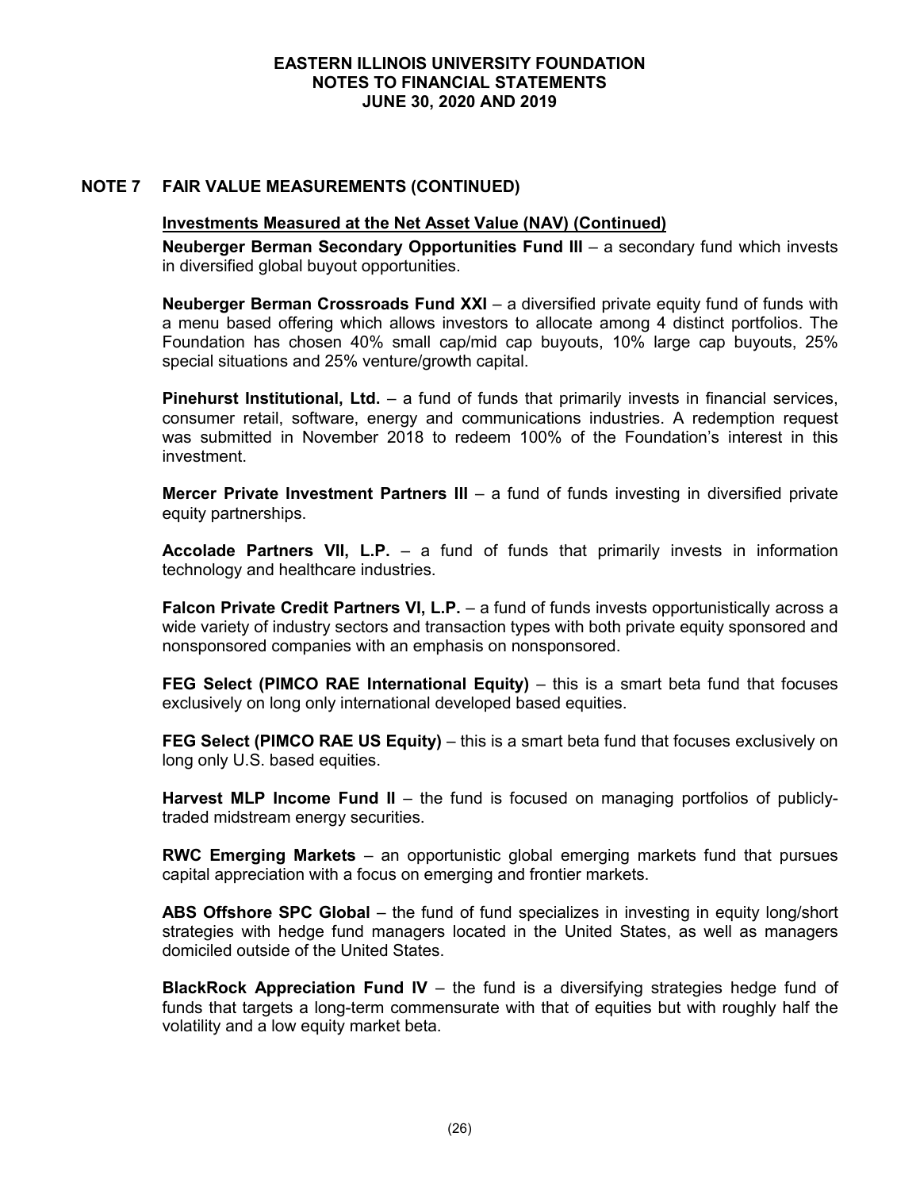## NOTE 7 FAIR VALUE MEASUREMENTS (CONTINUED)

**Investments Measured at the Net Asset Value (NAV) (Continued)**

**Neuberger Berman Secondary Opportunities Fund III** – a secondary fund which invests in diversified global buyout opportunities.

**Neuberger Berman Crossroads Fund XXI** – a diversified private equity fund of funds with a menu based offering which allows investors to allocate among 4 distinct portfolios. The Foundation has chosen 40% small cap/mid cap buyouts, 10% large cap buyouts, 25% special situations and 25% venture/growth capital.

**Pinehurst Institutional, Ltd.** – a fund of funds that primarily invests in financial services, consumer retail, software, energy and communications industries. A redemption request was submitted in November 2018 to redeem 100% of the Foundation's interest in this investment.

**Mercer Private Investment Partners III** – a fund of funds investing in diversified private equity partnerships.

**Accolade Partners VII, L.P.** – a fund of funds that primarily invests in information technology and healthcare industries.

**Falcon Private Credit Partners VI, L.P.** – a fund of funds invests opportunistically across a wide variety of industry sectors and transaction types with both private equity sponsored and nonsponsored companies with an emphasis on nonsponsored.

**FEG Select (PIMCO RAE International Equity)** – this is a smart beta fund that focuses exclusively on long only international developed based equities.

**FEG Select (PIMCO RAE US Equity)** – this is a smart beta fund that focuses exclusively on long only U.S. based equities.

**Harvest MLP Income Fund II** – the fund is focused on managing portfolios of publicly-traded midstream energy securities.

**RWC Emerging Markets** – an opportunistic global emerging markets fund that pursues capital appreciation with a focus on emerging and frontier markets.

**ABS Offshore SPC Global** – the fund of fund specializes in investing in equity long/short strategies with hedge fund managers located in the United States, as well as managers domiciled outside of the United States.

**BlackRock Appreciation Fund IV** – the fund is a diversifying strategies hedge fund of funds that targets a long-term commensurate with that of equities but with roughly half the volatility and a low equity market beta.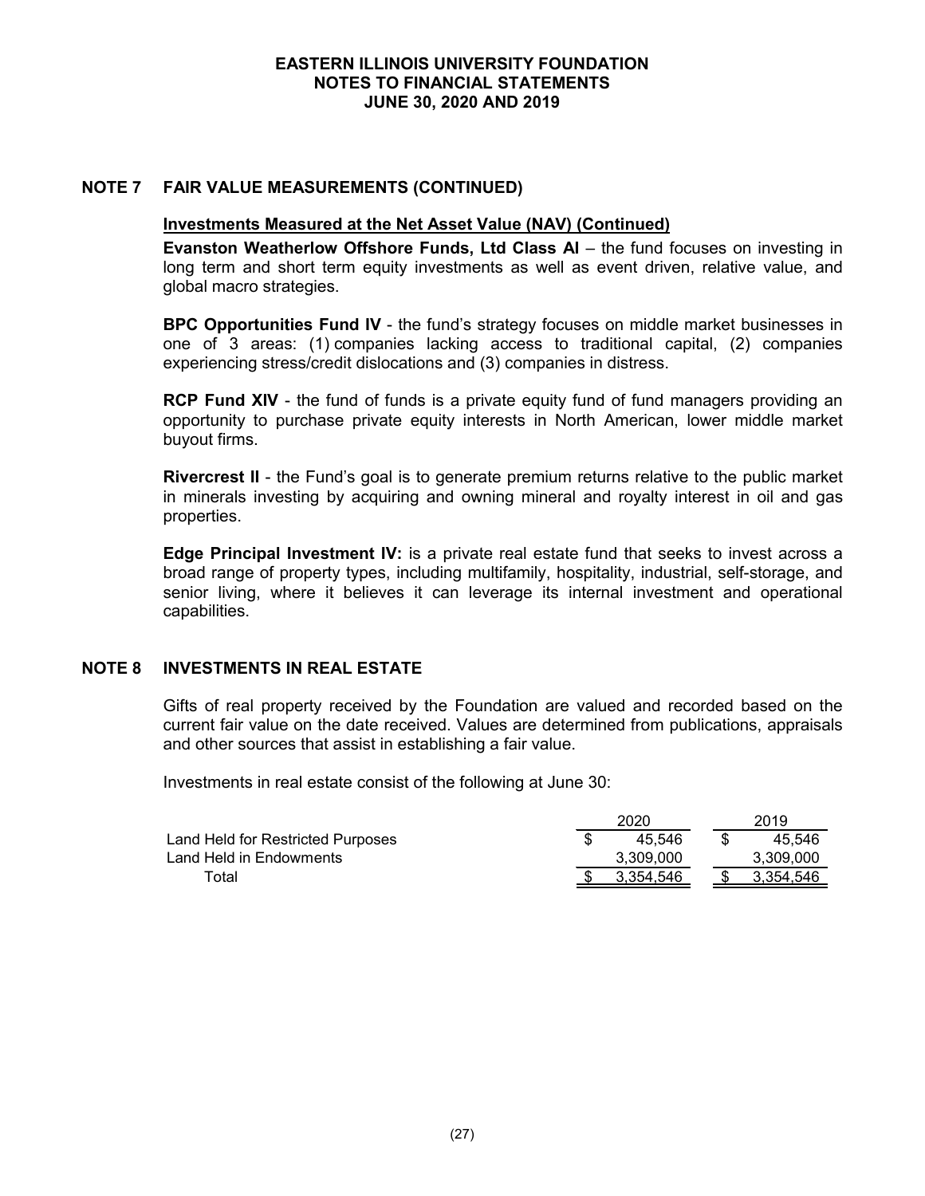## NOTE 7 FAIR VALUE MEASUREMENTS (CONTINUED)

### Investments Measured at the Net Asset Value (NAV) (Continued)

**Evanston Weatherlow Offshore Funds, Ltd Class AI** – the fund focuses on investing in long term and short term equity investments as well as event driven, relative value, and global macro strategies.

**BPC Opportunities Fund IV** - the fund's strategy focuses on middle market businesses in one of 3 areas: (1) companies lacking access to traditional capital, (2) companies experiencing stress/credit dislocations and (3) companies in distress.

**RCP Fund XIV** - the fund of funds is a private equity fund of fund managers providing an opportunity to purchase private equity interests in North American, lower middle market buyout firms.

**Rivercrest II** - the Fund's goal is to generate premium returns relative to the public market in minerals investing by acquiring and owning mineral and royalty interest in oil and gas properties.

**Edge Principal Investment IV:** is a private real estate fund that seeks to invest across a broad range of property types, including multifamily, hospitality, industrial, self-storage, and senior living, where it believes it can leverage its internal investment and operational capabilities.

## NOTE 8 INVESTMENTS IN REAL ESTATE

Gifts of real property received by the Foundation are valued and recorded based on the current fair value on the date received. Values are determined from publications, appraisals and other sources that assist in establishing a fair value.

Investments in real estate consist of the following at June 30:

| | 2020 | 2019 |
|---|---|---|
| Land Held for Restricted Purposes | $ 45,546 | $ 45,546 |
| Land Held in Endowments | 3,309,000 | 3,309,000 |
| Total | $ 3,354,546 | $ 3,354,546 |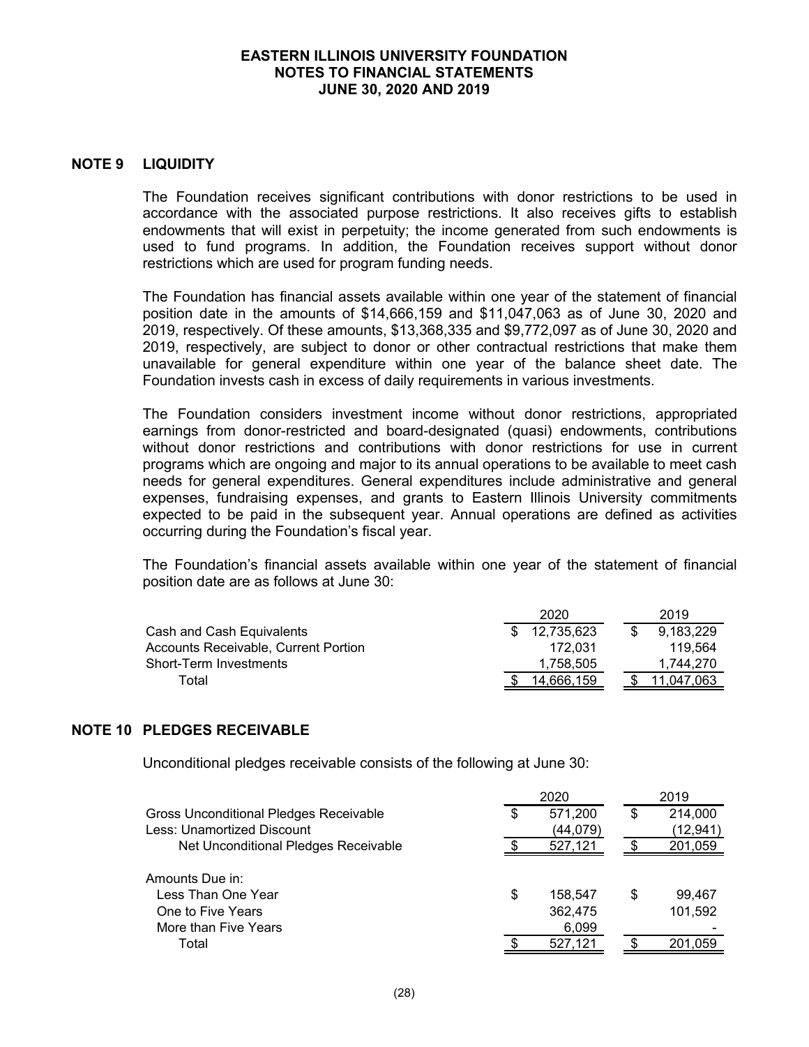# NOTE 9 LIQUIDITY

The Foundation receives significant contributions with donor restrictions to be used in accordance with the associated purpose restrictions. It also receives gifts to establish endowments that will exist in perpetuity; the income generated from such endowments is used to fund programs. In addition, the Foundation receives support without donor restrictions which are used for program funding needs.

The Foundation has financial assets available within one year of the statement of financial position date in the amounts of $14,666,159 and $11,047,063 as of June 30, 2020 and 2019, respectively. Of these amounts, $13,368,335 and $9,772,097 as of June 30, 2020 and 2019, respectively, are subject to donor or other contractual restrictions that make them unavailable for general expenditure within one year of the balance sheet date. The Foundation invests cash in excess of daily requirements in various investments.

The Foundation considers investment income without donor restrictions, appropriated earnings from donor-restricted and board-designated (quasi) endowments, contributions without donor restrictions and contributions with donor restrictions for use in current programs which are ongoing and major to its annual operations to be available to meet cash needs for general expenditures. General expenditures include administrative and general expenses, fundraising expenses, and grants to Eastern Illinois University commitments expected to be paid in the subsequent year. Annual operations are defined as activities occurring during the Foundation's fiscal year.

The Foundation's financial assets available within one year of the statement of financial position date are as follows at June 30:

| | 2020 | 2019 |
|---|---|---|
| Cash and Cash Equivalents | $ 12,735,623 | $ 9,183,229 |
| Accounts Receivable, Current Portion | 172,031 | 119,564 |
| Short-Term Investments | 1,758,505 | 1,744,270 |
| Total | $ 14,666,159 | $ 11,047,063 |

# NOTE 10 PLEDGES RECEIVABLE

Unconditional pledges receivable consists of the following at June 30:

| | 2020 | 2019 |
|---|---|---|
| Gross Unconditional Pledges Receivable | $ 571,200 | $ 214,000 |
| Less: Unamortized Discount | (44,079) | (12,941) |
| Net Unconditional Pledges Receivable | $ 527,121 | $ 201,059 |
| | | |
| Amounts Due in: | | |
| Less Than One Year | $ 158,547 | $ 99,467 |
| One to Five Years | 362,475 | 101,592 |
| More than Five Years | 6,099 | - |
| Total | $ 527,121 | $ 201,059 |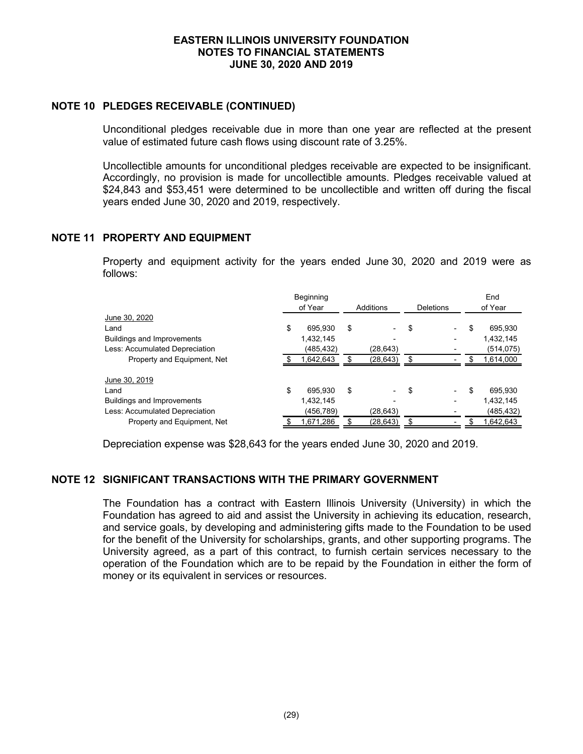## NOTE 10 PLEDGES RECEIVABLE (CONTINUED)

Unconditional pledges receivable due in more than one year are reflected at the present value of estimated future cash flows using discount rate of 3.25%.

Uncollectible amounts for unconditional pledges receivable are expected to be insignificant. Accordingly, no provision is made for uncollectible amounts. Pledges receivable valued at $24,843 and $53,451 were determined to be uncollectible and written off during the fiscal years ended June 30, 2020 and 2019, respectively.

## NOTE 11 PROPERTY AND EQUIPMENT

Property and equipment activity for the years ended June 30, 2020 and 2019 were as follows:

| | Beginning of Year | Additions | Deletions | End of Year |
|---|---|---|---|---|
| June 30, 2020 | | | | |
| Land | $ 695,930 | $ - | $ - | $ 695,930 |
| Buildings and Improvements | 1,432,145 | - | - | 1,432,145 |
| Less: Accumulated Depreciation | (485,432) | (28,643) | - | (514,075) |
| Property and Equipment, Net | $ 1,642,643 | $ (28,643) | $ - | $ 1,614,000 |
| June 30, 2019 | | | | |
| Land | $ 695,930 | $ - | $ - | $ 695,930 |
| Buildings and Improvements | 1,432,145 | - | - | 1,432,145 |
| Less: Accumulated Depreciation | (456,789) | (28,643) | - | (485,432) |
| Property and Equipment, Net | $ 1,671,286 | $ (28,643) | $ - | $ 1,642,643 |

Depreciation expense was $28,643 for the years ended June 30, 2020 and 2019.

## NOTE 12 SIGNIFICANT TRANSACTIONS WITH THE PRIMARY GOVERNMENT

The Foundation has a contract with Eastern Illinois University (University) in which the Foundation has agreed to aid and assist the University in achieving its education, research, and service goals, by developing and administering gifts made to the Foundation to be used for the benefit of the University for scholarships, grants, and other supporting programs. The University agreed, as a part of this contract, to furnish certain services necessary to the operation of the Foundation which are to be repaid by the Foundation in either the form of money or its equivalent in services or resources.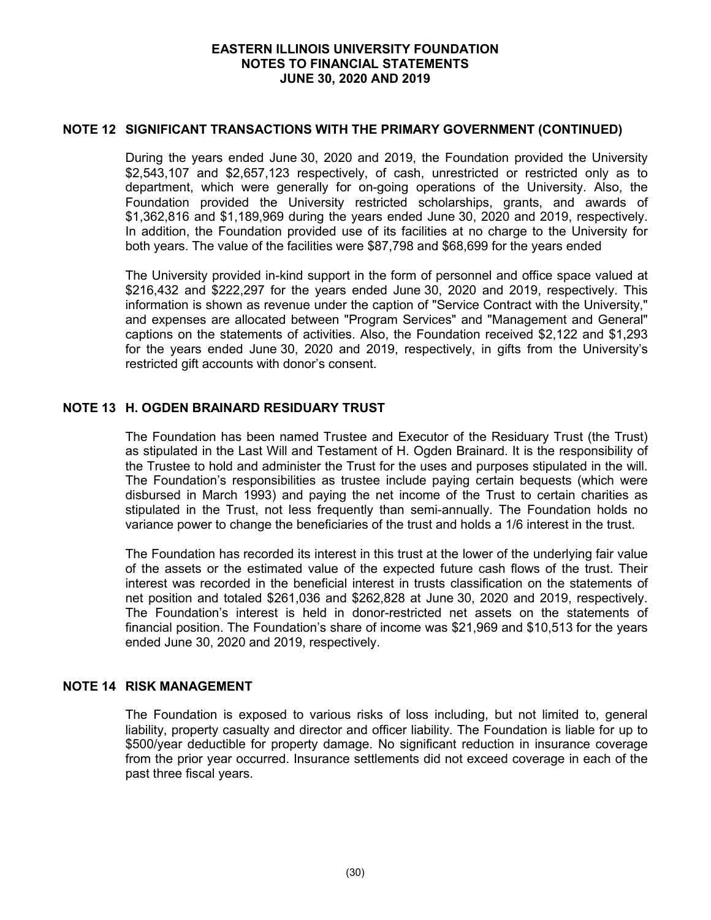## NOTE 12 SIGNIFICANT TRANSACTIONS WITH THE PRIMARY GOVERNMENT (CONTINUED)

During the years ended June 30, 2020 and 2019, the Foundation provided the University $2,543,107 and $2,657,123 respectively, of cash, unrestricted or restricted only as to department, which were generally for on-going operations of the University. Also, the Foundation provided the University restricted scholarships, grants, and awards of $1,362,816 and $1,189,969 during the years ended June 30, 2020 and 2019, respectively. In addition, the Foundation provided use of its facilities at no charge to the University for both years. The value of the facilities were $87,798 and $68,699 for the years ended

The University provided in-kind support in the form of personnel and office space valued at $216,432 and $222,297 for the years ended June 30, 2020 and 2019, respectively. This information is shown as revenue under the caption of "Service Contract with the University," and expenses are allocated between "Program Services" and "Management and General" captions on the statements of activities. Also, the Foundation received $2,122 and $1,293 for the years ended June 30, 2020 and 2019, respectively, in gifts from the University's restricted gift accounts with donor's consent.

## NOTE 13 H. OGDEN BRAINARD RESIDUARY TRUST

The Foundation has been named Trustee and Executor of the Residuary Trust (the Trust) as stipulated in the Last Will and Testament of H. Ogden Brainard. It is the responsibility of the Trustee to hold and administer the Trust for the uses and purposes stipulated in the will. The Foundation's responsibilities as trustee include paying certain bequests (which were disbursed in March 1993) and paying the net income of the Trust to certain charities as stipulated in the Trust, not less frequently than semi-annually. The Foundation holds no variance power to change the beneficiaries of the trust and holds a 1/6 interest in the trust.

The Foundation has recorded its interest in this trust at the lower of the underlying fair value of the assets or the estimated value of the expected future cash flows of the trust. Their interest was recorded in the beneficial interest in trusts classification on the statements of net position and totaled $261,036 and $262,828 at June 30, 2020 and 2019, respectively. The Foundation's interest is held in donor-restricted net assets on the statements of financial position. The Foundation's share of income was $21,969 and $10,513 for the years ended June 30, 2020 and 2019, respectively.

## NOTE 14 RISK MANAGEMENT

The Foundation is exposed to various risks of loss including, but not limited to, general liability, property casualty and director and officer liability. The Foundation is liable for up to $500/year deductible for property damage. No significant reduction in insurance coverage from the prior year occurred. Insurance settlements did not exceed coverage in each of the past three fiscal years.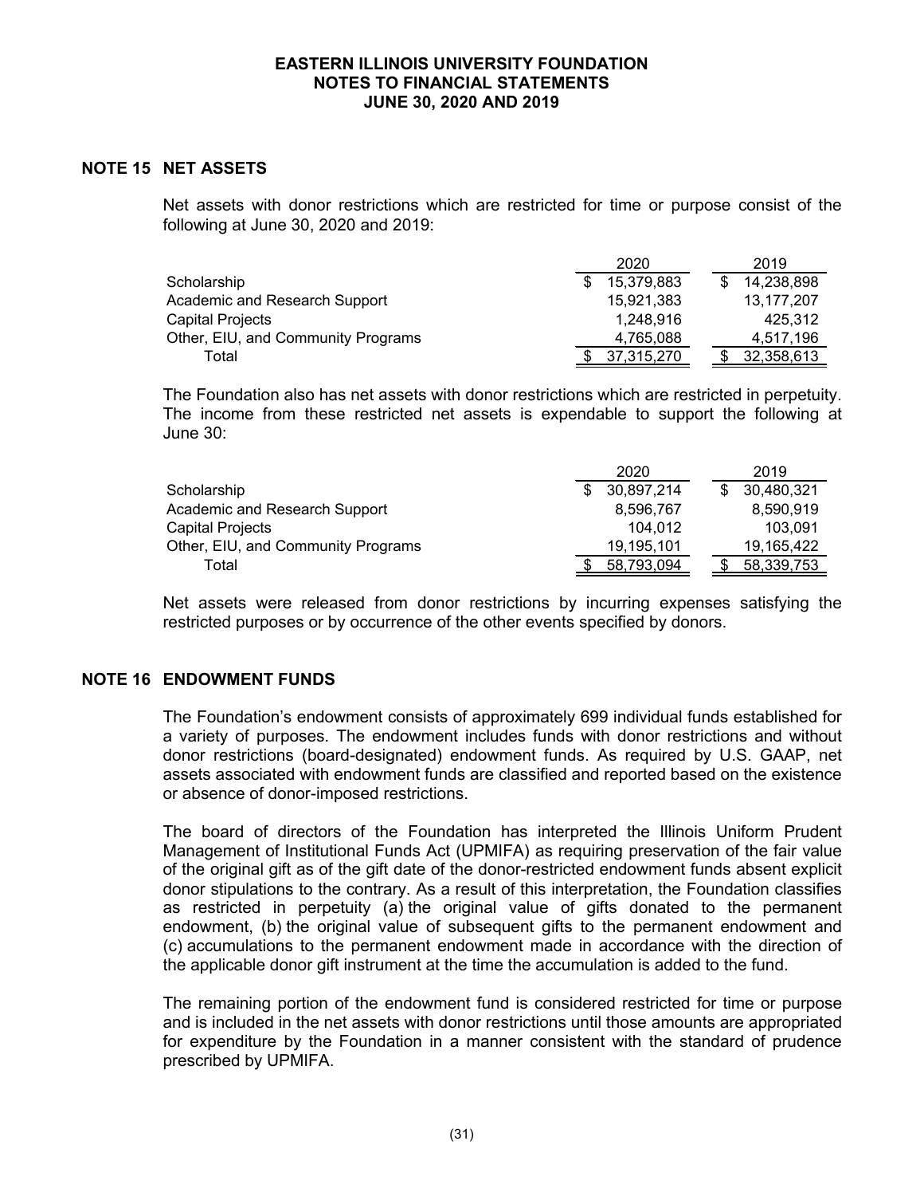## NOTE 15 NET ASSETS

Net assets with donor restrictions which are restricted for time or purpose consist of the following at June 30, 2020 and 2019:

| | 2020 | 2019 |
|---|---|---|
| Scholarship | $ 15,379,883 | $ 14,238,898 |
| Academic and Research Support | 15,921,383 | 13,177,207 |
| Capital Projects | 1,248,916 | 425,312 |
| Other, EIU, and Community Programs | 4,765,088 | 4,517,196 |
| Total | $ 37,315,270 | $ 32,358,613 |

The Foundation also has net assets with donor restrictions which are restricted in perpetuity. The income from these restricted net assets is expendable to support the following at June 30:

| | 2020 | 2019 |
|---|---|---|
| Scholarship | $ 30,897,214 | $ 30,480,321 |
| Academic and Research Support | 8,596,767 | 8,590,919 |
| Capital Projects | 104,012 | 103,091 |
| Other, EIU, and Community Programs | 19,195,101 | 19,165,422 |
| Total | $ 58,793,094 | $ 58,339,753 |

Net assets were released from donor restrictions by incurring expenses satisfying the restricted purposes or by occurrence of the other events specified by donors.

## NOTE 16 ENDOWMENT FUNDS

The Foundation's endowment consists of approximately 699 individual funds established for a variety of purposes. The endowment includes funds with donor restrictions and without donor restrictions (board-designated) endowment funds. As required by U.S. GAAP, net assets associated with endowment funds are classified and reported based on the existence or absence of donor-imposed restrictions.

The board of directors of the Foundation has interpreted the Illinois Uniform Prudent Management of Institutional Funds Act (UPMIFA) as requiring preservation of the fair value of the original gift as of the gift date of the donor-restricted endowment funds absent explicit donor stipulations to the contrary. As a result of this interpretation, the Foundation classifies as restricted in perpetuity (a) the original value of gifts donated to the permanent endowment, (b) the original value of subsequent gifts to the permanent endowment and (c) accumulations to the permanent endowment made in accordance with the direction of the applicable donor gift instrument at the time the accumulation is added to the fund.

The remaining portion of the endowment fund is considered restricted for time or purpose and is included in the net assets with donor restrictions until those amounts are appropriated for expenditure by the Foundation in a manner consistent with the standard of prudence prescribed by UPMIFA.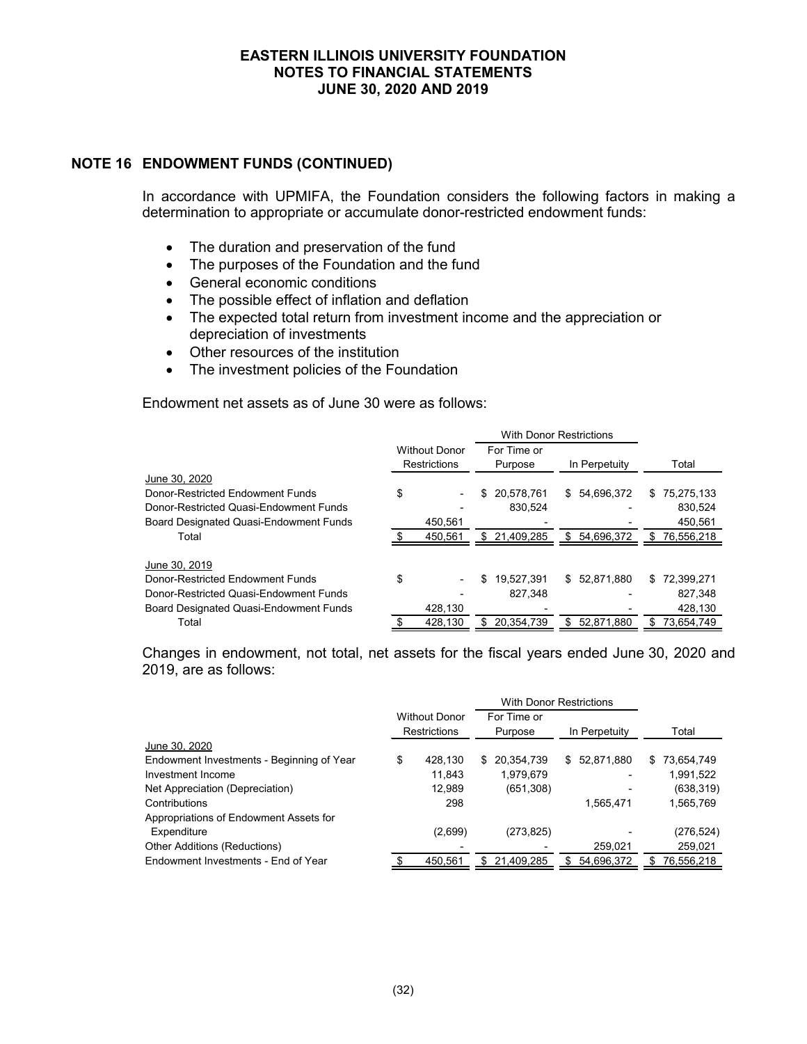## NOTE 16 ENDOWMENT FUNDS (CONTINUED)

In accordance with UPMIFA, the Foundation considers the following factors in making a determination to appropriate or accumulate donor-restricted endowment funds:

- The duration and preservation of the fund
- The purposes of the Foundation and the fund
- General economic conditions
- The possible effect of inflation and deflation
- The expected total return from investment income and the appreciation or depreciation of investments
- Other resources of the institution
- The investment policies of the Foundation

Endowment net assets as of June 30 were as follows:

| | Without Donor Restrictions | With Donor Restrictions | | Total |
|---|---|---|---|---|
| | | For Time or Purpose | In Perpetuity | |
| June 30, 2020 | | | | |
| Donor-Restricted Endowment Funds | $ - | $ 20,578,761 | $ 54,696,372 | $ 75,275,133 |
| Donor-Restricted Quasi-Endowment Funds | - | 830,524 | - | 830,524 |
| Board Designated Quasi-Endowment Funds | 450,561 | - | - | 450,561 |
| Total | $ 450,561 | $ 21,409,285 | $ 54,696,372 | $ 76,556,218 |
| June 30, 2019 | | | | |
| Donor-Restricted Endowment Funds | $ - | $ 19,527,391 | $ 52,871,880 | $ 72,399,271 |
| Donor-Restricted Quasi-Endowment Funds | - | 827,348 | - | 827,348 |
| Board Designated Quasi-Endowment Funds | 428,130 | - | - | 428,130 |
| Total | $ 428,130 | $ 20,354,739 | $ 52,871,880 | $ 73,654,749 |

Changes in endowment, not total, net assets for the fiscal years ended June 30, 2020 and 2019, are as follows:

| | Without Donor Restrictions | With Donor Restrictions | | Total |
|---|---|---|---|---|
| | | For Time or Purpose | In Perpetuity | |
| June 30, 2020 | | | | |
| Endowment Investments - Beginning of Year | $ 428,130 | $ 20,354,739 | $ 52,871,880 | $ 73,654,749 |
| Investment Income | 11,843 | 1,979,679 | - | 1,991,522 |
| Net Appreciation (Depreciation) | 12,989 | (651,308) | - | (638,319) |
| Contributions | 298 | | 1,565,471 | 1,565,769 |
| Appropriations of Endowment Assets for Expenditure | (2,699) | (273,825) | - | (276,524) |
| Other Additions (Reductions) | - | - | 259,021 | 259,021 |
| Endowment Investments - End of Year | $ 450,561 | $ 21,409,285 | $ 54,696,372 | $ 76,556,218 |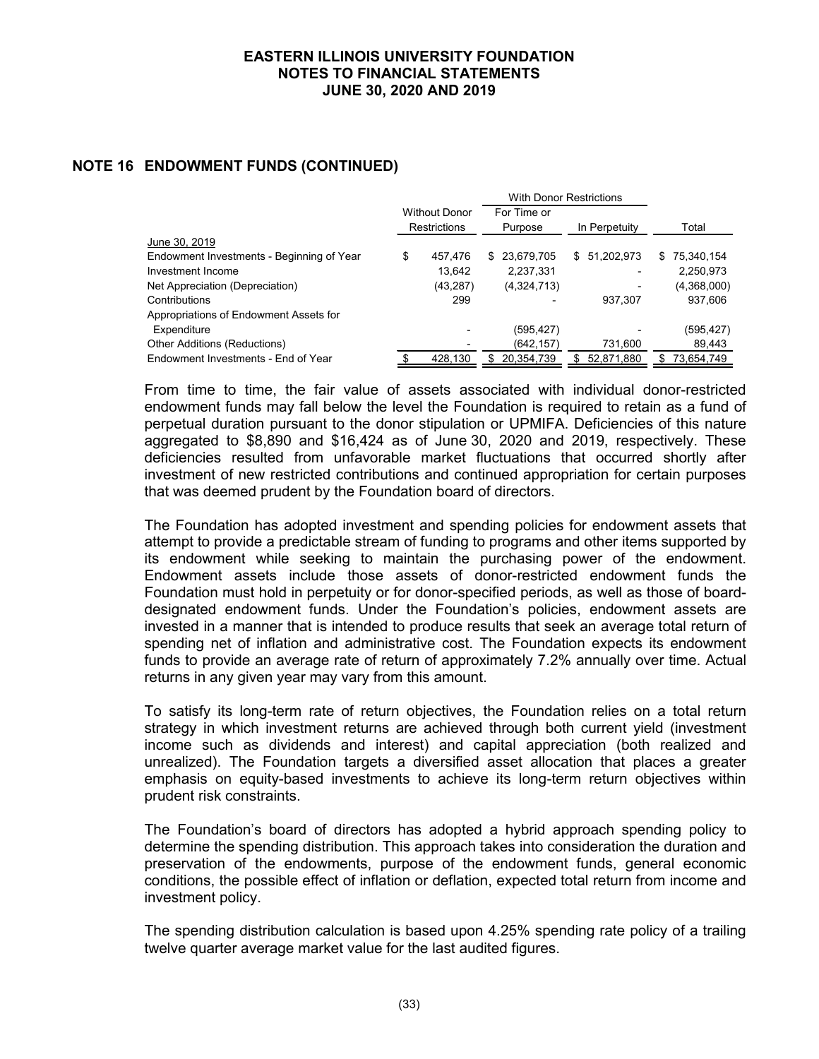## NOTE 16 ENDOWMENT FUNDS (CONTINUED)

| | Without Donor Restrictions | With Donor Restrictions | | Total |
|---|---|---|---|---|
| | | For Time or Purpose | In Perpetuity | |
| June 30, 2019 | | | | |
| Endowment Investments - Beginning of Year | $ 457,476 | $ 23,679,705 | $ 51,202,973 | $ 75,340,154 |
| Investment Income | 13,642 | 2,237,331 | - | 2,250,973 |
| Net Appreciation (Depreciation) | (43,287) | (4,324,713) | - | (4,368,000) |
| Contributions | 299 | - | 937,307 | 937,606 |
| Appropriations of Endowment Assets for Expenditure | - | (595,427) | - | (595,427) |
| Other Additions (Reductions) | - | (642,157) | 731,600 | 89,443 |
| Endowment Investments - End of Year | $ 428,130 | $ 20,354,739 | $ 52,871,880 | $ 73,654,749 |

From time to time, the fair value of assets associated with individual donor-restricted endowment funds may fall below the level the Foundation is required to retain as a fund of perpetual duration pursuant to the donor stipulation or UPMIFA. Deficiencies of this nature aggregated to $8,890 and $16,424 as of June 30, 2020 and 2019, respectively. These deficiencies resulted from unfavorable market fluctuations that occurred shortly after investment of new restricted contributions and continued appropriation for certain purposes that was deemed prudent by the Foundation board of directors.

The Foundation has adopted investment and spending policies for endowment assets that attempt to provide a predictable stream of funding to programs and other items supported by its endowment while seeking to maintain the purchasing power of the endowment. Endowment assets include those assets of donor-restricted endowment funds the Foundation must hold in perpetuity or for donor-specified periods, as well as those of board-designated endowment funds. Under the Foundation's policies, endowment assets are invested in a manner that is intended to produce results that seek an average total return of spending net of inflation and administrative cost. The Foundation expects its endowment funds to provide an average rate of return of approximately 7.2% annually over time. Actual returns in any given year may vary from this amount.

To satisfy its long-term rate of return objectives, the Foundation relies on a total return strategy in which investment returns are achieved through both current yield (investment income such as dividends and interest) and capital appreciation (both realized and unrealized). The Foundation targets a diversified asset allocation that places a greater emphasis on equity-based investments to achieve its long-term return objectives within prudent risk constraints.

The Foundation's board of directors has adopted a hybrid approach spending policy to determine the spending distribution. This approach takes into consideration the duration and preservation of the endowments, purpose of the endowment funds, general economic conditions, the possible effect of inflation or deflation, expected total return from income and investment policy.

The spending distribution calculation is based upon 4.25% spending rate policy of a trailing twelve quarter average market value for the last audited figures.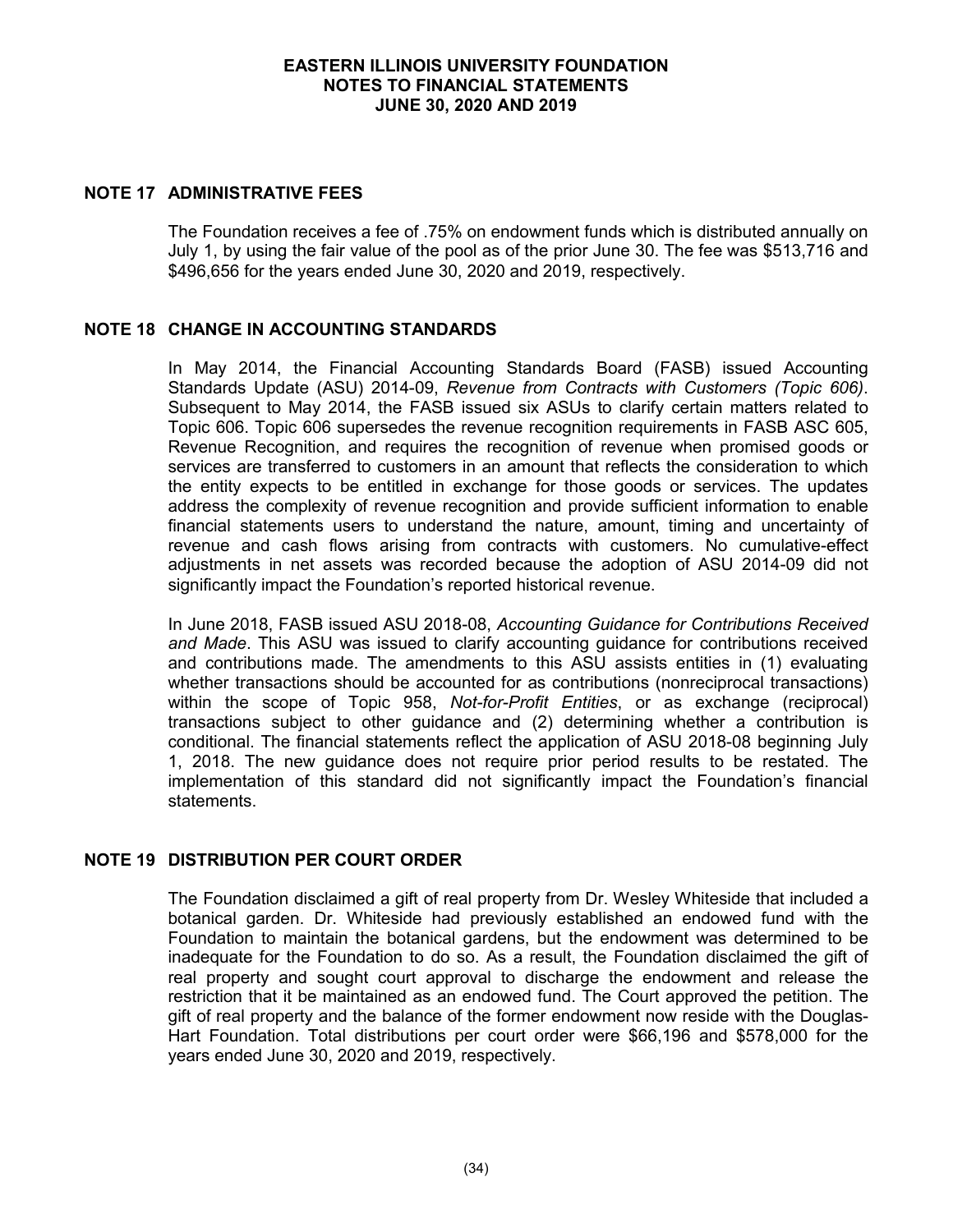## NOTE 17 ADMINISTRATIVE FEES

The Foundation receives a fee of .75% on endowment funds which is distributed annually on July 1, by using the fair value of the pool as of the prior June 30. The fee was $513,716 and $496,656 for the years ended June 30, 2020 and 2019, respectively.

## NOTE 18 CHANGE IN ACCOUNTING STANDARDS

In May 2014, the Financial Accounting Standards Board (FASB) issued Accounting Standards Update (ASU) 2014-09, *Revenue from Contracts with Customers (Topic 606)*. Subsequent to May 2014, the FASB issued six ASUs to clarify certain matters related to Topic 606. Topic 606 supersedes the revenue recognition requirements in FASB ASC 605, Revenue Recognition, and requires the recognition of revenue when promised goods or services are transferred to customers in an amount that reflects the consideration to which the entity expects to be entitled in exchange for those goods or services. The updates address the complexity of revenue recognition and provide sufficient information to enable financial statements users to understand the nature, amount, timing and uncertainty of revenue and cash flows arising from contracts with customers. No cumulative-effect adjustments in net assets was recorded because the adoption of ASU 2014-09 did not significantly impact the Foundation's reported historical revenue.

In June 2018, FASB issued ASU 2018-08, *Accounting Guidance for Contributions Received and Made*. This ASU was issued to clarify accounting guidance for contributions received and contributions made. The amendments to this ASU assists entities in (1) evaluating whether transactions should be accounted for as contributions (nonreciprocal transactions) within the scope of Topic 958, *Not-for-Profit Entities*, or as exchange (reciprocal) transactions subject to other guidance and (2) determining whether a contribution is conditional. The financial statements reflect the application of ASU 2018-08 beginning July 1, 2018. The new guidance does not require prior period results to be restated. The implementation of this standard did not significantly impact the Foundation's financial statements.

## NOTE 19 DISTRIBUTION PER COURT ORDER

The Foundation disclaimed a gift of real property from Dr. Wesley Whiteside that included a botanical garden. Dr. Whiteside had previously established an endowed fund with the Foundation to maintain the botanical gardens, but the endowment was determined to be inadequate for the Foundation to do so. As a result, the Foundation disclaimed the gift of real property and sought court approval to discharge the endowment and release the restriction that it be maintained as an endowed fund. The Court approved the petition. The gift of real property and the balance of the former endowment now reside with the Douglas-Hart Foundation. Total distributions per court order were $66,196 and $578,000 for the years ended June 30, 2020 and 2019, respectively.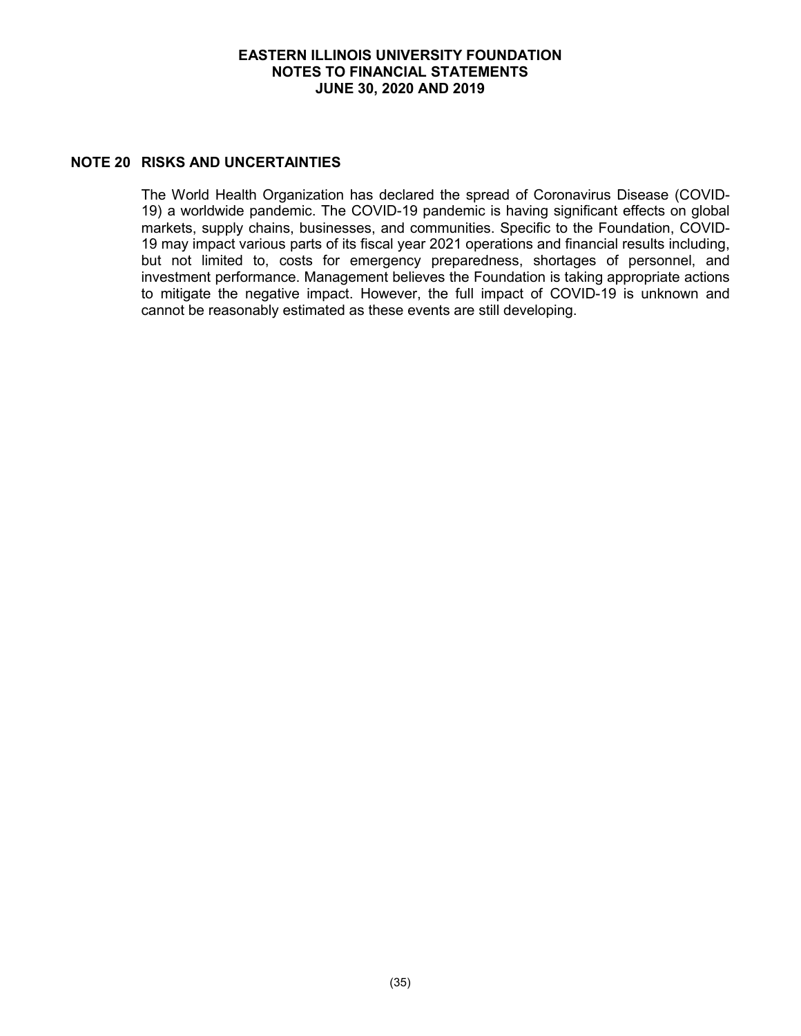## NOTE 20 RISKS AND UNCERTAINTIES

The World Health Organization has declared the spread of Coronavirus Disease (COVID-19) a worldwide pandemic. The COVID-19 pandemic is having significant effects on global markets, supply chains, businesses, and communities. Specific to the Foundation, COVID-19 may impact various parts of its fiscal year 2021 operations and financial results including, but not limited to, costs for emergency preparedness, shortages of personnel, and investment performance. Management believes the Foundation is taking appropriate actions to mitigate the negative impact. However, the full impact of COVID-19 is unknown and cannot be reasonably estimated as these events are still developing.